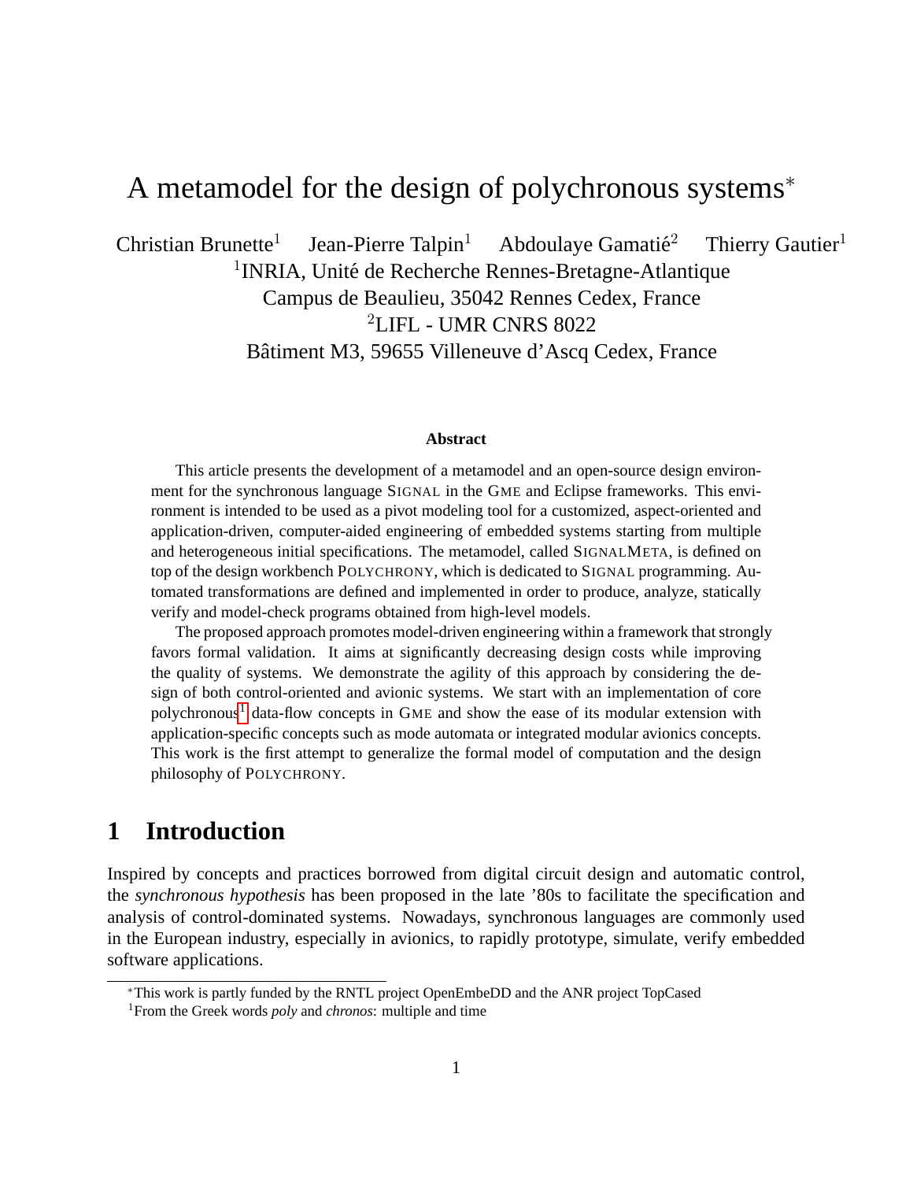# A metamodel for the design of polychronous systems*

Christian Brunette[1] Jean-Pierre Talpin[1] Abdoulaye Gamatié[2] Thierry Gautier[1]

[1]INRIA, Unité de Recherche Rennes-Bretagne-Atlantique
Campus de Beaulieu, 35042 Rennes Cedex, France

[2]LIFL - UMR CNRS 8022
Bâtiment M3, 59655 Villeneuve d'Ascq Cedex, France

**Abstract**

This article presents the development of a metamodel and an open-source design environment for the synchronous language SIGNAL in the GME and Eclipse frameworks. This environment is intended to be used as a pivot modeling tool for a customized, aspect-oriented and application-driven, computer-aided engineering of embedded systems starting from multiple and heterogeneous initial specifications. The metamodel, called SIGNALMETA, is defined on top of the design workbench POLYCHRONY, which is dedicated to SIGNAL programming. Automated transformations are defined and implemented in order to produce, analyze, statically verify and model-check programs obtained from high-level models.

The proposed approach promotes model-driven engineering within a framework that strongly favors formal validation. It aims at significantly decreasing design costs while improving the quality of systems. We demonstrate the agility of this approach by considering the design of both control-oriented and avionic systems. We start with an implementation of core polychronous[1] data-flow concepts in GME and show the ease of its modular extension with application-specific concepts such as mode automata or integrated modular avionics concepts. This work is the first attempt to generalize the formal model of computation and the design philosophy of POLYCHRONY.

## 1 Introduction

Inspired by concepts and practices borrowed from digital circuit design and automatic control, the *synchronous hypothesis* has been proposed in the late '80s to facilitate the specification and analysis of control-dominated systems. Nowadays, synchronous languages are commonly used in the European industry, especially in avionics, to rapidly prototype, simulate, verify embedded software applications.

*This work is partly funded by the RNTL project OpenEmbeDD and the ANR project TopCased

[1]From the Greek words *poly* and *chronos*: multiple and time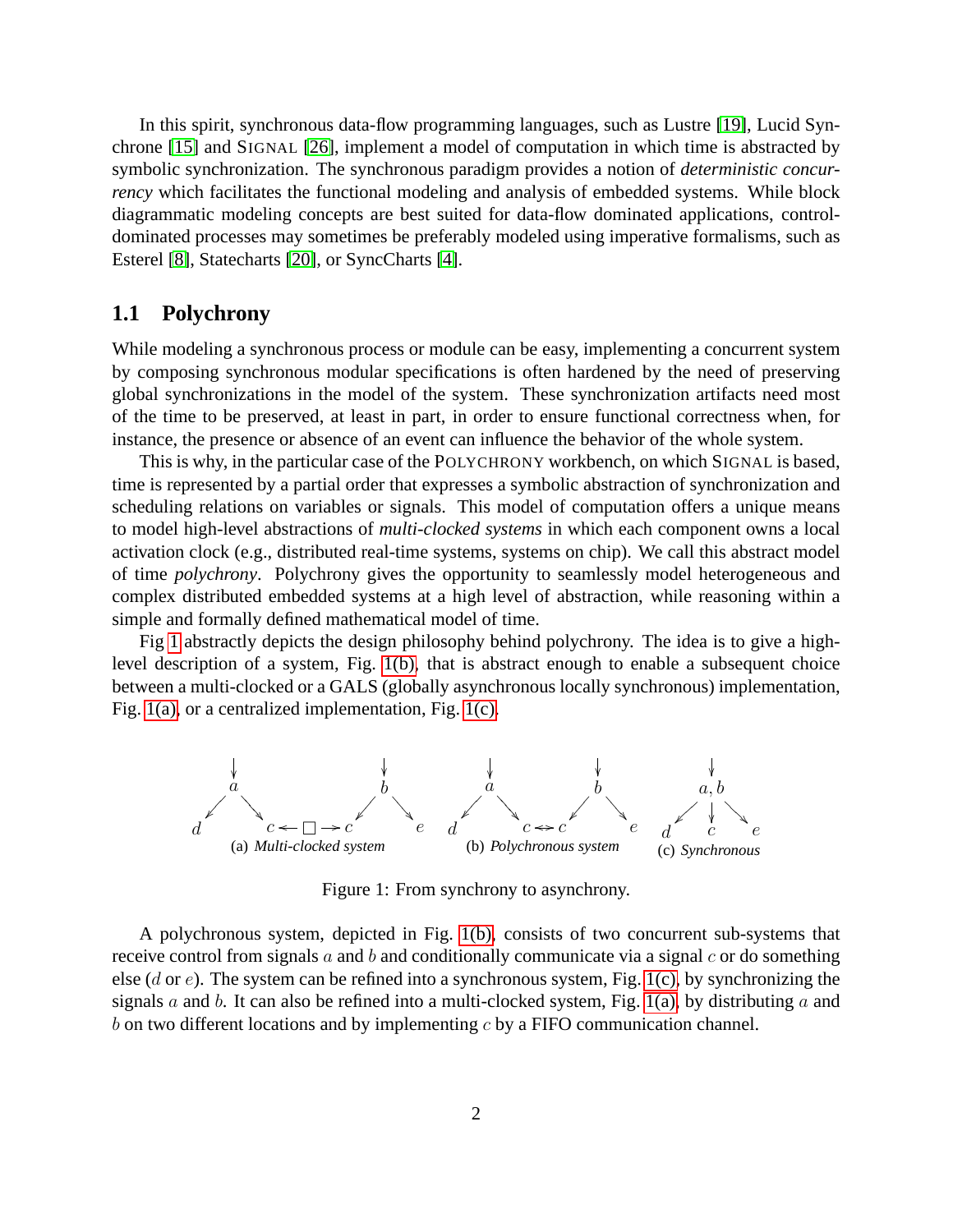In this spirit, synchronous data-flow programming languages, such as Lustre [19], Lucid Synchrone [15] and SIGNAL [26], implement a model of computation in which time is abstracted by symbolic synchronization. The synchronous paradigm provides a notion of *deterministic concurrency* which facilitates the functional modeling and analysis of embedded systems. While block diagrammatic modeling concepts are best suited for data-flow dominated applications, control-dominated processes may sometimes be preferably modeled using imperative formalisms, such as Esterel [8], Statecharts [20], or SyncCharts [4].

## 1.1 Polychrony

While modeling a synchronous process or module can be easy, implementing a concurrent system by composing synchronous modular specifications is often hardened by the need of preserving global synchronizations in the model of the system. These synchronization artifacts need most of the time to be preserved, at least in part, in order to ensure functional correctness when, for instance, the presence or absence of an event can influence the behavior of the whole system.

This is why, in the particular case of the POLYCHRONY workbench, on which SIGNAL is based, time is represented by a partial order that expresses a symbolic abstraction of synchronization and scheduling relations on variables or signals. This model of computation offers a unique means to model high-level abstractions of *multi-clocked systems* in which each component owns a local activation clock (e.g., distributed real-time systems, systems on chip). We call this abstract model of time *polychrony*. Polychrony gives the opportunity to seamlessly model heterogeneous and complex distributed embedded systems at a high level of abstraction, while reasoning within a simple and formally defined mathematical model of time.

Fig 1 abstractly depicts the design philosophy behind polychrony. The idea is to give a high-level description of a system, Fig. 1(b), that is abstract enough to enable a subsequent choice between a multi-clocked or a GALS (globally asynchronous locally synchronous) implementation, Fig. 1(a), or a centralized implementation, Fig. 1(c).

(a) *Multi-clocked system* (b) *Polychronous system* (c) *Synchronous*

Figure 1: From synchrony to asynchrony.

A polychronous system, depicted in Fig. 1(b), consists of two concurrent sub-systems that receive control from signals $a$ and $b$ and conditionally communicate via a signal $c$ or do something else ($d$ or $e$). The system can be refined into a synchronous system, Fig. 1(c), by synchronizing the signals $a$ and $b$. It can also be refined into a multi-clocked system, Fig. 1(a), by distributing $a$ and $b$ on two different locations and by implementing $c$ by a FIFO communication channel.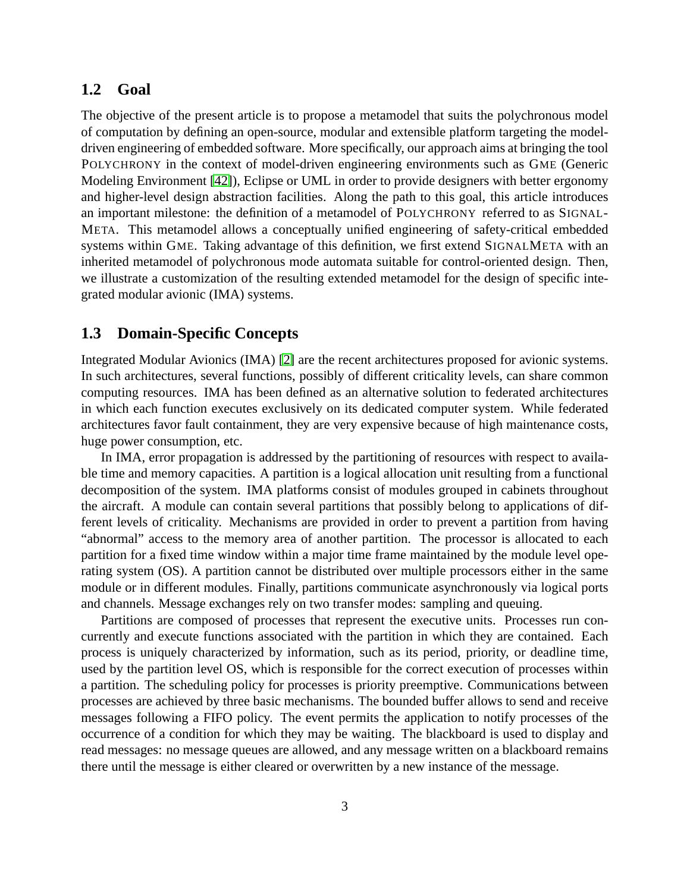## 1.2 Goal

The objective of the present article is to propose a metamodel that suits the polychronous model of computation by defining an open-source, modular and extensible platform targeting the model-driven engineering of embedded software. More specifically, our approach aims at bringing the tool POLYCHRONY in the context of model-driven engineering environments such as GME (Generic Modeling Environment [42]), Eclipse or UML in order to provide designers with better ergonomy and higher-level design abstraction facilities. Along the path to this goal, this article introduces an important milestone: the definition of a metamodel of POLYCHRONY referred to as SIGNALMETA. This metamodel allows a conceptually unified engineering of safety-critical embedded systems within GME. Taking advantage of this definition, we first extend SIGNALMETA with an inherited metamodel of polychronous mode automata suitable for control-oriented design. Then, we illustrate a customization of the resulting extended metamodel for the design of specific integrated modular avionic (IMA) systems.

## 1.3 Domain-Specific Concepts

Integrated Modular Avionics (IMA) [2] are the recent architectures proposed for avionic systems. In such architectures, several functions, possibly of different criticality levels, can share common computing resources. IMA has been defined as an alternative solution to federated architectures in which each function executes exclusively on its dedicated computer system. While federated architectures favor fault containment, they are very expensive because of high maintenance costs, huge power consumption, etc.

In IMA, error propagation is addressed by the partitioning of resources with respect to available time and memory capacities. A partition is a logical allocation unit resulting from a functional decomposition of the system. IMA platforms consist of modules grouped in cabinets throughout the aircraft. A module can contain several partitions that possibly belong to applications of different levels of criticality. Mechanisms are provided in order to prevent a partition from having "abnormal" access to the memory area of another partition. The processor is allocated to each partition for a fixed time window within a major time frame maintained by the module level operating system (OS). A partition cannot be distributed over multiple processors either in the same module or in different modules. Finally, partitions communicate asynchronously via logical ports and channels. Message exchanges rely on two transfer modes: sampling and queuing.

Partitions are composed of processes that represent the executive units. Processes run concurrently and execute functions associated with the partition in which they are contained. Each process is uniquely characterized by information, such as its period, priority, or deadline time, used by the partition level OS, which is responsible for the correct execution of processes within a partition. The scheduling policy for processes is priority preemptive. Communications between processes are achieved by three basic mechanisms. The bounded buffer allows to send and receive messages following a FIFO policy. The event permits the application to notify processes of the occurrence of a condition for which they may be waiting. The blackboard is used to display and read messages: no message queues are allowed, and any message written on a blackboard remains there until the message is either cleared or overwritten by a new instance of the message.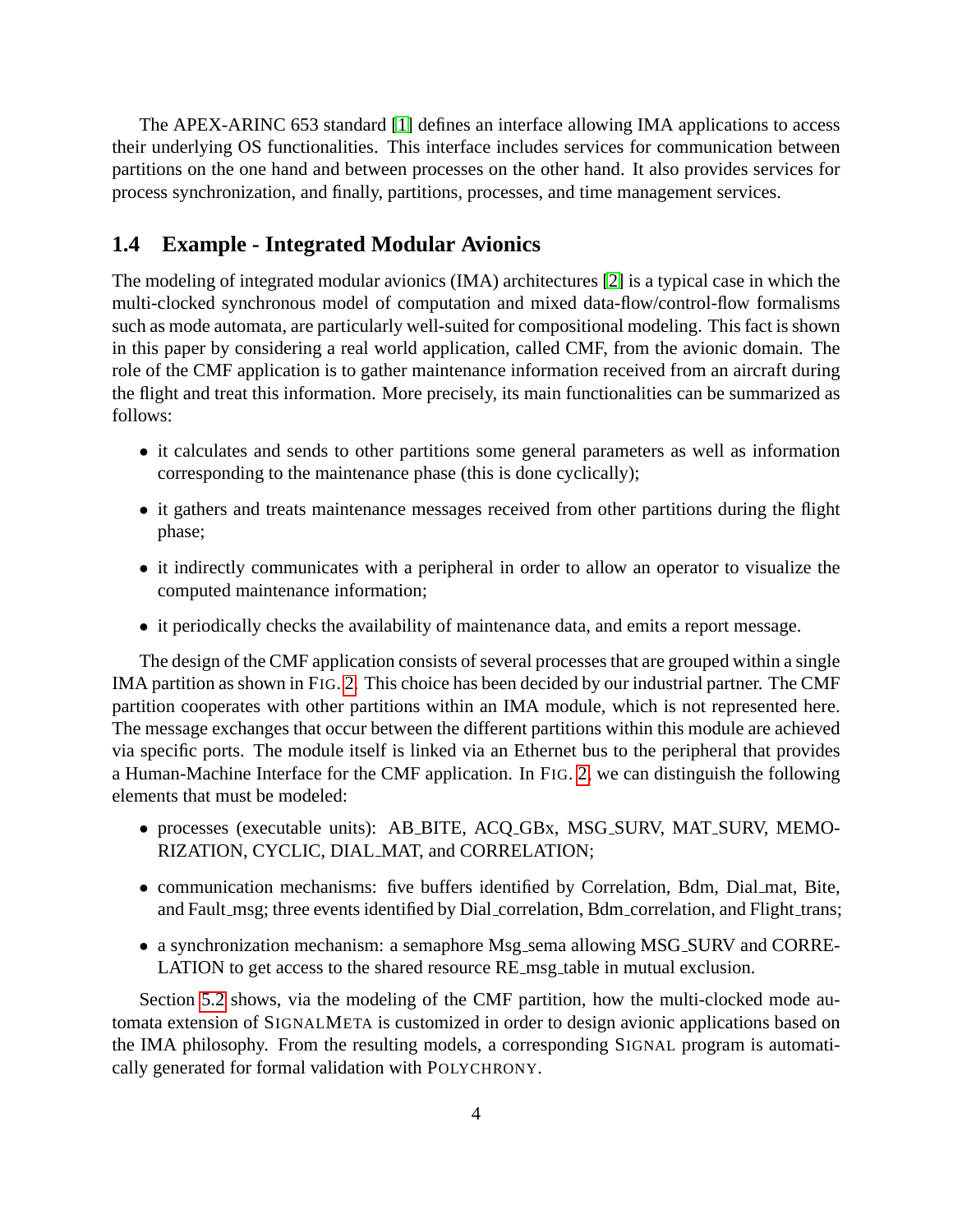The APEX-ARINC 653 standard [1] defines an interface allowing IMA applications to access their underlying OS functionalities. This interface includes services for communication between partitions on the one hand and between processes on the other hand. It also provides services for process synchronization, and finally, partitions, processes, and time management services.

### 1.4 Example - Integrated Modular Avionics

The modeling of integrated modular avionics (IMA) architectures [2] is a typical case in which the multi-clocked synchronous model of computation and mixed data-flow/control-flow formalisms such as mode automata, are particularly well-suited for compositional modeling. This fact is shown in this paper by considering a real world application, called CMF, from the avionic domain. The role of the CMF application is to gather maintenance information received from an aircraft during the flight and treat this information. More precisely, its main functionalities can be summarized as follows:

- it calculates and sends to other partitions some general parameters as well as information corresponding to the maintenance phase (this is done cyclically);
- it gathers and treats maintenance messages received from other partitions during the flight phase;
- it indirectly communicates with a peripheral in order to allow an operator to visualize the computed maintenance information;
- it periodically checks the availability of maintenance data, and emits a report message.

The design of the CMF application consists of several processes that are grouped within a single IMA partition as shown in FIG. 2. This choice has been decided by our industrial partner. The CMF partition cooperates with other partitions within an IMA module, which is not represented here. The message exchanges that occur between the different partitions within this module are achieved via specific ports. The module itself is linked via an Ethernet bus to the peripheral that provides a Human-Machine Interface for the CMF application. In FIG. 2, we can distinguish the following elements that must be modeled:

- processes (executable units): AB_BITE, ACQ_GBx, MSG_SURV, MAT_SURV, MEMORIZATION, CYCLIC, DIAL_MAT, and CORRELATION;
- communication mechanisms: five buffers identified by Correlation, Bdm, Dial_mat, Bite, and Fault_msg; three events identified by Dial_correlation, Bdm_correlation, and Flight_trans;
- a synchronization mechanism: a semaphore Msg_sema allowing MSG_SURV and CORRELATION to get access to the shared resource RE_msg_table in mutual exclusion.

Section 5.2 shows, via the modeling of the CMF partition, how the multi-clocked mode automata extension of SIGNALMETA is customized in order to design avionic applications based on the IMA philosophy. From the resulting models, a corresponding SIGNAL program is automatically generated for formal validation with POLYCHRONY.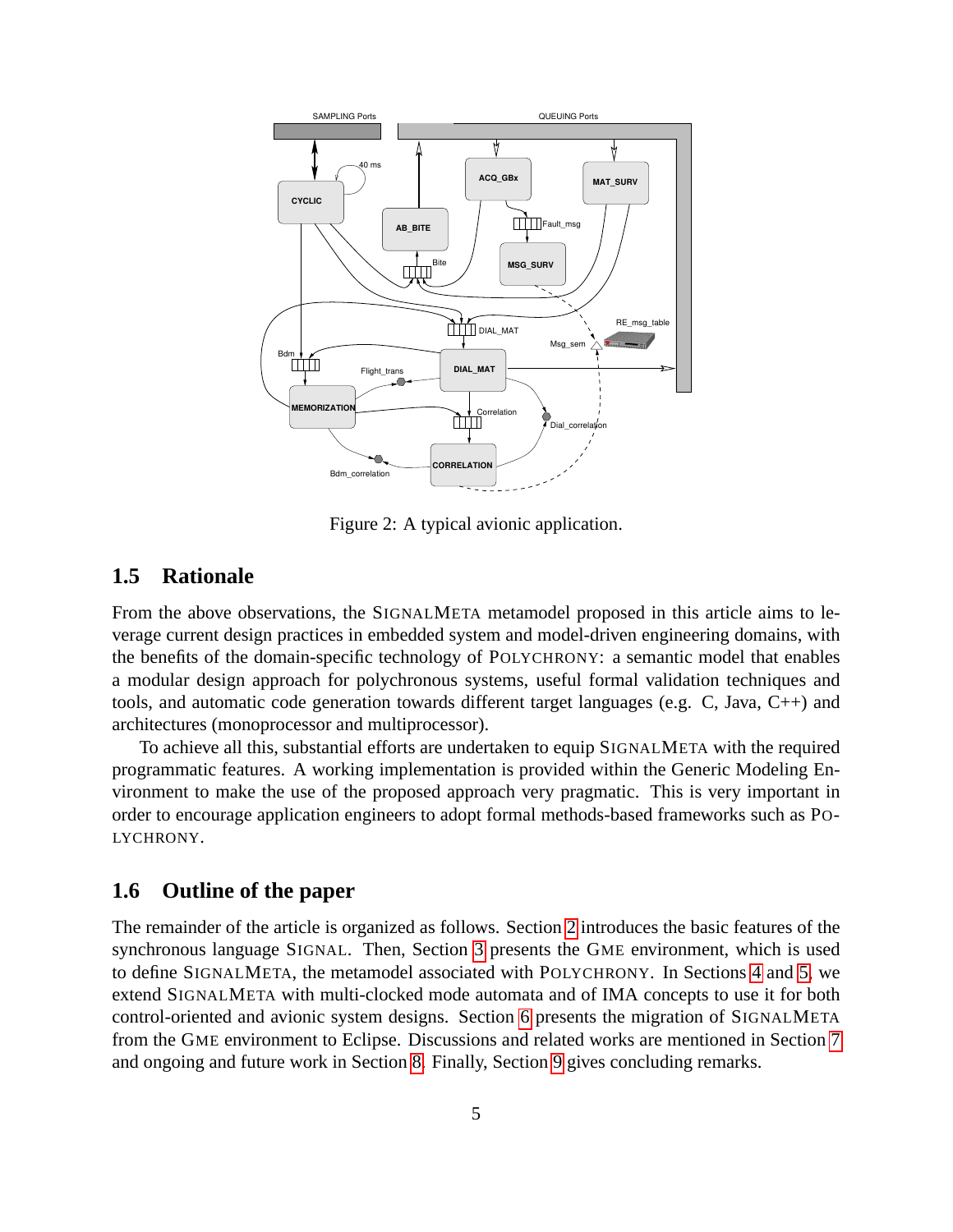Figure 2: A typical avionic application.

## 1.5 Rationale

From the above observations, the SIGNALMETA metamodel proposed in this article aims to leverage current design practices in embedded system and model-driven engineering domains, with the benefits of the domain-specific technology of POLYCHRONY: a semantic model that enables a modular design approach for polychronous systems, useful formal validation techniques and tools, and automatic code generation towards different target languages (e.g. C, Java, C++) and architectures (monoprocessor and multiprocessor).

To achieve all this, substantial efforts are undertaken to equip SIGNALMETA with the required programmatic features. A working implementation is provided within the Generic Modeling Environment to make the use of the proposed approach very pragmatic. This is very important in order to encourage application engineers to adopt formal methods-based frameworks such as POLYCHRONY.

## 1.6 Outline of the paper

The remainder of the article is organized as follows. Section 2 introduces the basic features of the synchronous language SIGNAL. Then, Section 3 presents the GME environment, which is used to define SIGNALMETA, the metamodel associated with POLYCHRONY. In Sections 4 and 5, we extend SIGNALMETA with multi-clocked mode automata and of IMA concepts to use it for both control-oriented and avionic system designs. Section 6 presents the migration of SIGNALMETA from the GME environment to Eclipse. Discussions and related works are mentioned in Section 7 and ongoing and future work in Section 8. Finally, Section 9 gives concluding remarks.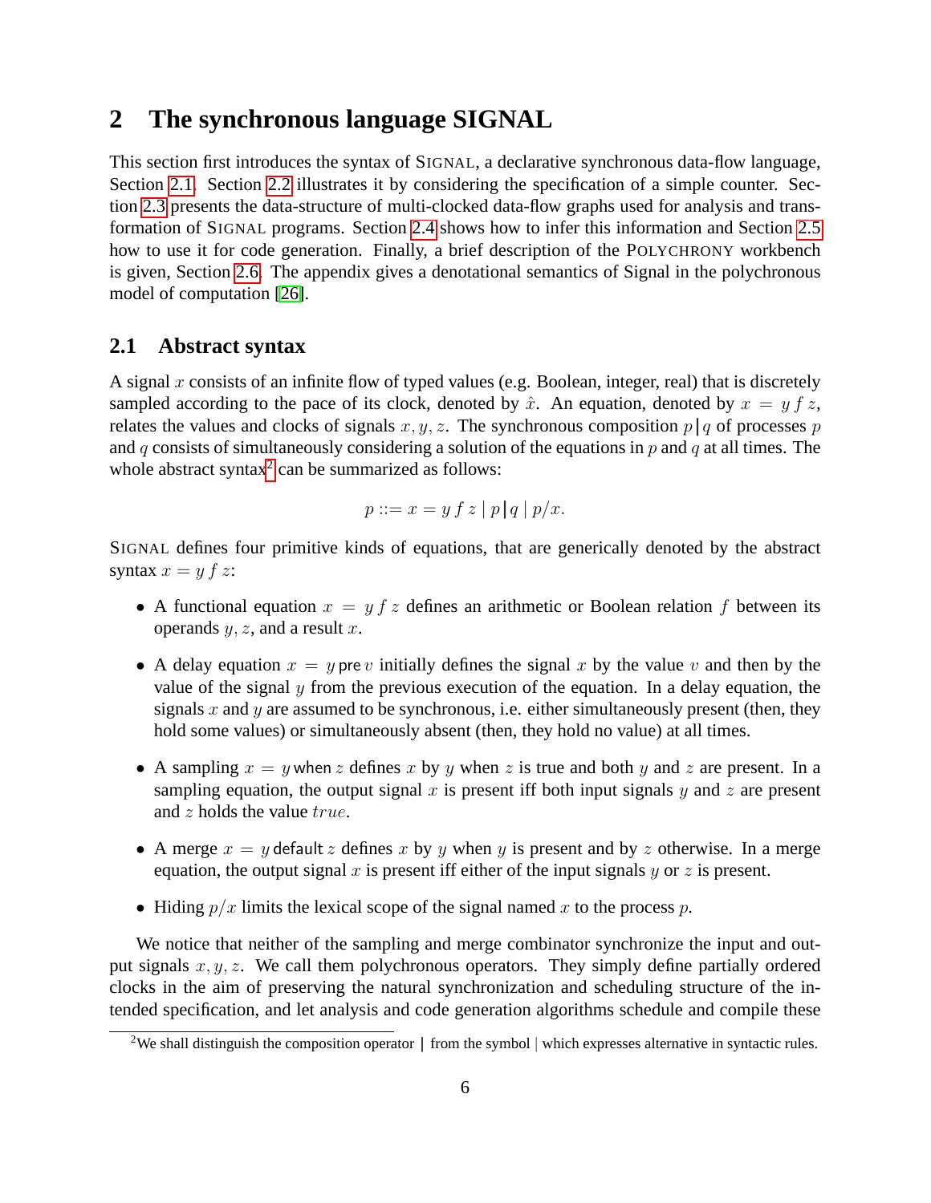# 2 The synchronous language SIGNAL

This section first introduces the syntax of SIGNAL, a declarative synchronous data-flow language, Section 2.1. Section 2.2 illustrates it by considering the specification of a simple counter. Section 2.3 presents the data-structure of multi-clocked data-flow graphs used for analysis and transformation of SIGNAL programs. Section 2.4 shows how to infer this information and Section 2.5 how to use it for code generation. Finally, a brief description of the POLYCHRONY workbench is given, Section 2.6. The appendix gives a denotational semantics of Signal in the polychronous model of computation [26].

## 2.1 Abstract syntax

A signal $x$ consists of an infinite flow of typed values (e.g. Boolean, integer, real) that is discretely sampled according to the pace of its clock, denoted by $\hat{x}$. An equation, denoted by $x = y\ f\ z$, relates the values and clocks of signals $x, y, z$. The synchronous composition $p \,|\, q$ of processes $p$ and $q$ consists of simultaneously considering a solution of the equations in $p$ and $q$ at all times. The whole abstract syntax[2] can be summarized as follows:

$$p ::= x = y\ f\ z \mid p \,\boldsymbol{|}\, q \mid p/x.$$

SIGNAL defines four primitive kinds of equations, that are generically denoted by the abstract syntax $x = y\ f\ z$:

- A functional equation $x = y\ f\ z$ defines an arithmetic or Boolean relation $f$ between its operands $y, z$, and a result $x$.
- A delay equation $x = y \,\mathsf{pre}\, v$ initially defines the signal $x$ by the value $v$ and then by the value of the signal $y$ from the previous execution of the equation. In a delay equation, the signals $x$ and $y$ are assumed to be synchronous, i.e. either simultaneously present (then, they hold some values) or simultaneously absent (then, they hold no value) at all times.
- A sampling $x = y \,\mathsf{when}\, z$ defines $x$ by $y$ when $z$ is true and both $y$ and $z$ are present. In a sampling equation, the output signal $x$ is present iff both input signals $y$ and $z$ are present and $z$ holds the value $true$.
- A merge $x = y \,\mathsf{default}\, z$ defines $x$ by $y$ when $y$ is present and by $z$ otherwise. In a merge equation, the output signal $x$ is present iff either of the input signals $y$ or $z$ is present.
- Hiding $p/x$ limits the lexical scope of the signal named $x$ to the process $p$.

We notice that neither of the sampling and merge combinator synchronize the input and output signals $x, y, z$. We call them polychronous operators. They simply define partially ordered clocks in the aim of preserving the natural synchronization and scheduling structure of the intended specification, and let analysis and code generation algorithms schedule and compile these

[2] We shall distinguish the composition operator **|** from the symbol | which expresses alternative in syntactic rules.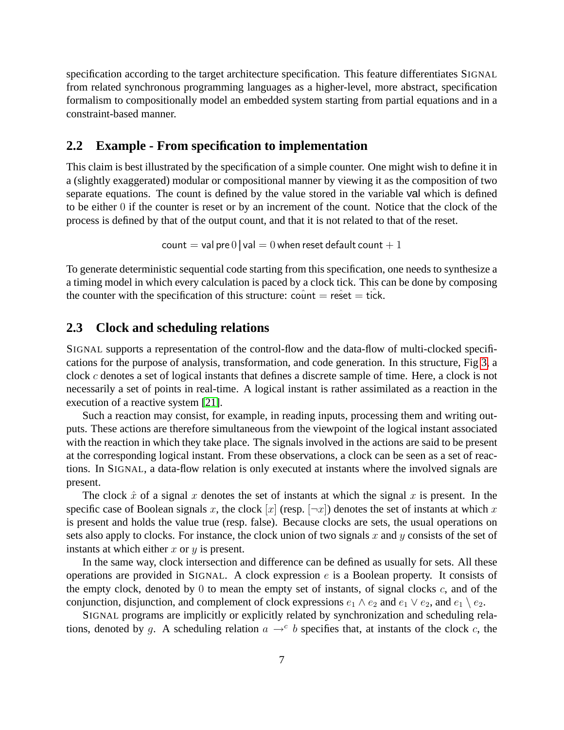specification according to the target architecture specification. This feature differentiates SIGNAL from related synchronous programming languages as a higher-level, more abstract, specification formalism to compositionally model an embedded system starting from partial equations and in a constraint-based manner.

## 2.2 Example - From specification to implementation

This claim is best illustrated by the specification of a simple counter. One might wish to define it in a (slightly exaggerated) modular or compositional manner by viewing it as the composition of two separate equations. The count is defined by the value stored in the variable val which is defined to be either 0 if the counter is reset or by an increment of the count. Notice that the clock of the process is defined by that of the output count, and that it is not related to that of the reset.

$$\mathsf{count} = \mathsf{val\ pre}\ 0 \,|\, \mathsf{val} = 0\ \mathsf{when\ reset\ default\ count} + 1$$

To generate deterministic sequential code starting from this specification, one needs to synthesize a timing model in which every calculation is paced by a clock tick. This can be done by composing the counter with the specification of this structure: $\hat{\mathsf{count}} = \hat{\mathsf{reset}} = \hat{\mathsf{tick}}$.

## 2.3 Clock and scheduling relations

SIGNAL supports a representation of the control-flow and the data-flow of multi-clocked specifications for the purpose of analysis, transformation, and code generation. In this structure, Fig 3, a clock $c$ denotes a set of logical instants that defines a discrete sample of time. Here, a clock is not necessarily a set of points in real-time. A logical instant is rather assimilated as a reaction in the execution of a reactive system [21].

Such a reaction may consist, for example, in reading inputs, processing them and writing outputs. These actions are therefore simultaneous from the viewpoint of the logical instant associated with the reaction in which they take place. The signals involved in the actions are said to be present at the corresponding logical instant. From these observations, a clock can be seen as a set of reactions. In SIGNAL, a data-flow relation is only executed at instants where the involved signals are present.

The clock $\hat{x}$ of a signal $x$ denotes the set of instants at which the signal $x$ is present. In the specific case of Boolean signals $x$, the clock $[x]$ (resp. $[\neg x]$) denotes the set of instants at which $x$ is present and holds the value true (resp. false). Because clocks are sets, the usual operations on sets also apply to clocks. For instance, the clock union of two signals $x$ and $y$ consists of the set of instants at which either $x$ or $y$ is present.

In the same way, clock intersection and difference can be defined as usually for sets. All these operations are provided in SIGNAL. A clock expression $e$ is a Boolean property. It consists of the empty clock, denoted by 0 to mean the empty set of instants, of signal clocks $c$, and of the conjunction, disjunction, and complement of clock expressions $e_1 \wedge e_2$ and $e_1 \vee e_2$, and $e_1 \setminus e_2$.

SIGNAL programs are implicitly or explicitly related by synchronization and scheduling relations, denoted by $g$. A scheduling relation $a \rightarrow^{c} b$ specifies that, at instants of the clock $c$, the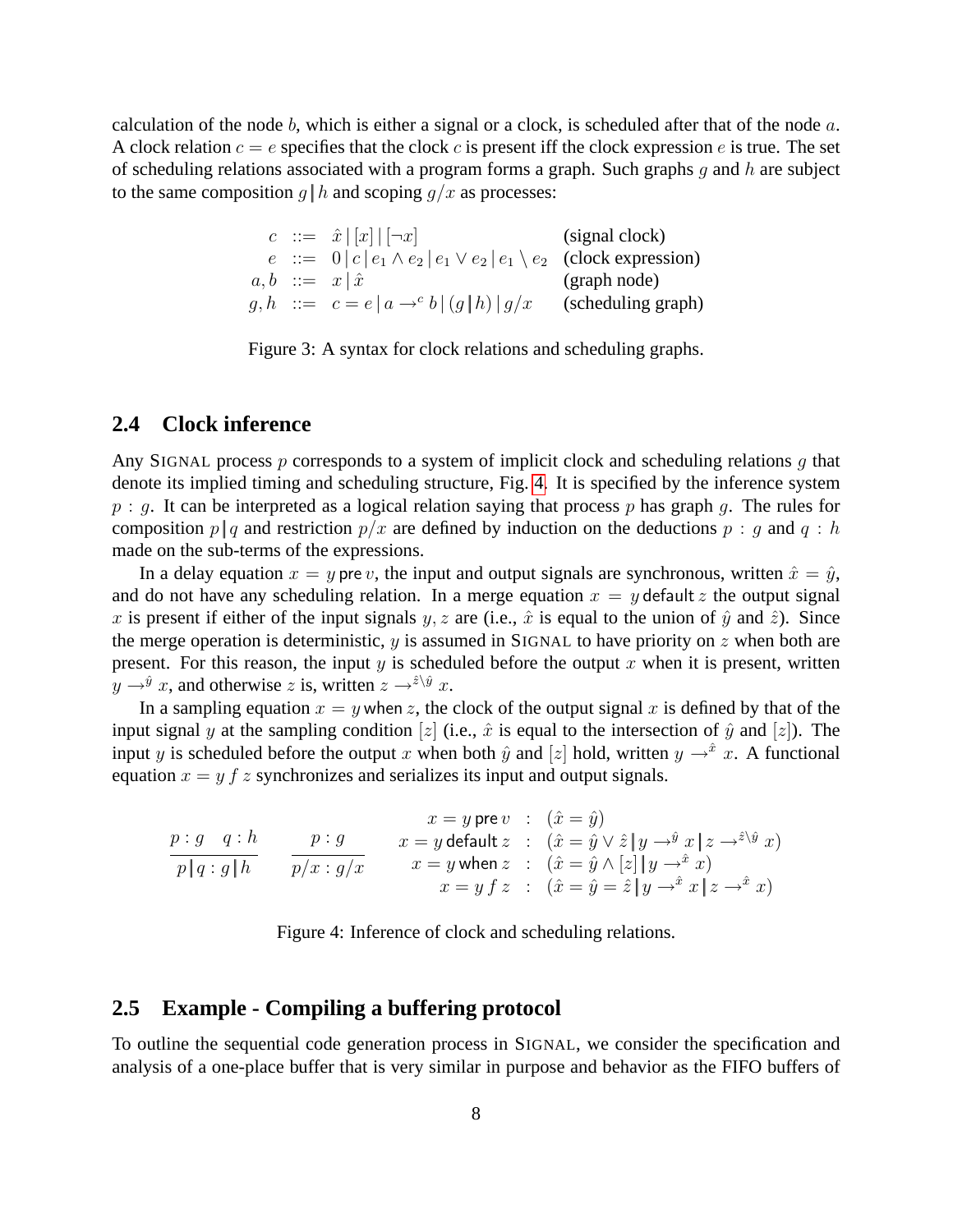calculation of the node $b$, which is either a signal or a clock, is scheduled after that of the node $a$. A clock relation $c = e$ specifies that the clock $c$ is present iff the clock expression $e$ is true. The set of scheduling relations associated with a program forms a graph. Such graphs $g$ and $h$ are subject to the same composition $g \,|\, h$ and scoping $g/x$ as processes:

$$
\begin{array}{rcll}
c & ::= & \hat{x} \,|\, [x] \,|\, [\neg x] & \text{(signal clock)} \\
e & ::= & 0 \,|\, c \,|\, e_1 \wedge e_2 \,|\, e_1 \vee e_2 \,|\, e_1 \setminus e_2 & \text{(clock expression)} \\
a, b & ::= & x \,|\, \hat{x} & \text{(graph node)} \\
g, h & ::= & c = e \,|\, a \rightarrow^{c} b \,|\, (g \,|\, h) \,|\, g/x & \text{(scheduling graph)}
\end{array}
$$

Figure 3: A syntax for clock relations and scheduling graphs.

## 2.4 Clock inference

Any SIGNAL process $p$ corresponds to a system of implicit clock and scheduling relations $g$ that denote its implied timing and scheduling structure, Fig. 4. It is specified by the inference system $p : g$. It can be interpreted as a logical relation saying that process $p$ has graph $g$. The rules for composition $p \,|\, q$ and restriction $p/x$ are defined by induction on the deductions $p : g$ and $q : h$ made on the sub-terms of the expressions.

In a delay equation $x = y \,\mathsf{pre}\, v$, the input and output signals are synchronous, written $\hat{x} = \hat{y}$, and do not have any scheduling relation. In a merge equation $x = y \,\mathsf{default}\, z$ the output signal $x$ is present if either of the input signals $y, z$ are (i.e., $\hat{x}$ is equal to the union of $\hat{y}$ and $\hat{z}$). Since the merge operation is deterministic, $y$ is assumed in SIGNAL to have priority on $z$ when both are present. For this reason, the input $y$ is scheduled before the output $x$ when it is present, written $y \rightarrow^{\hat{y}} x$, and otherwise $z$ is, written $z \rightarrow^{\hat{z} \setminus \hat{y}} x$.

In a sampling equation $x = y \,\mathsf{when}\, z$, the clock of the output signal $x$ is defined by that of the input signal $y$ at the sampling condition $[z]$ (i.e., $\hat{x}$ is equal to the intersection of $\hat{y}$ and $[z]$). The input $y$ is scheduled before the output $x$ when both $\hat{y}$ and $[z]$ hold, written $y \rightarrow^{\hat{x}} x$. A functional equation $x = y \, f \, z$ synchronizes and serializes its input and output signals.

$$
\frac{p : g \quad q : h}{p \,|\, q : g \,|\, h} \qquad \frac{p : g}{p/x : g/x} \qquad
\begin{array}{rcl}
x = y \,\mathsf{pre}\, v & : & (\hat{x} = \hat{y}) \\
x = y \,\mathsf{default}\, z & : & (\hat{x} = \hat{y} \vee \hat{z} \,|\, y \rightarrow^{\hat{y}} x \,|\, z \rightarrow^{\hat{z} \setminus \hat{y}} x) \\
x = y \,\mathsf{when}\, z & : & (\hat{x} = \hat{y} \wedge [z] \,|\, y \rightarrow^{\hat{x}} x) \\
x = y \, f \, z & : & (\hat{x} = \hat{y} = \hat{z} \,|\, y \rightarrow^{\hat{x}} x \,|\, z \rightarrow^{\hat{x}} x)
\end{array}
$$

Figure 4: Inference of clock and scheduling relations.

## 2.5 Example - Compiling a buffering protocol

To outline the sequential code generation process in SIGNAL, we consider the specification and analysis of a one-place buffer that is very similar in purpose and behavior as the FIFO buffers of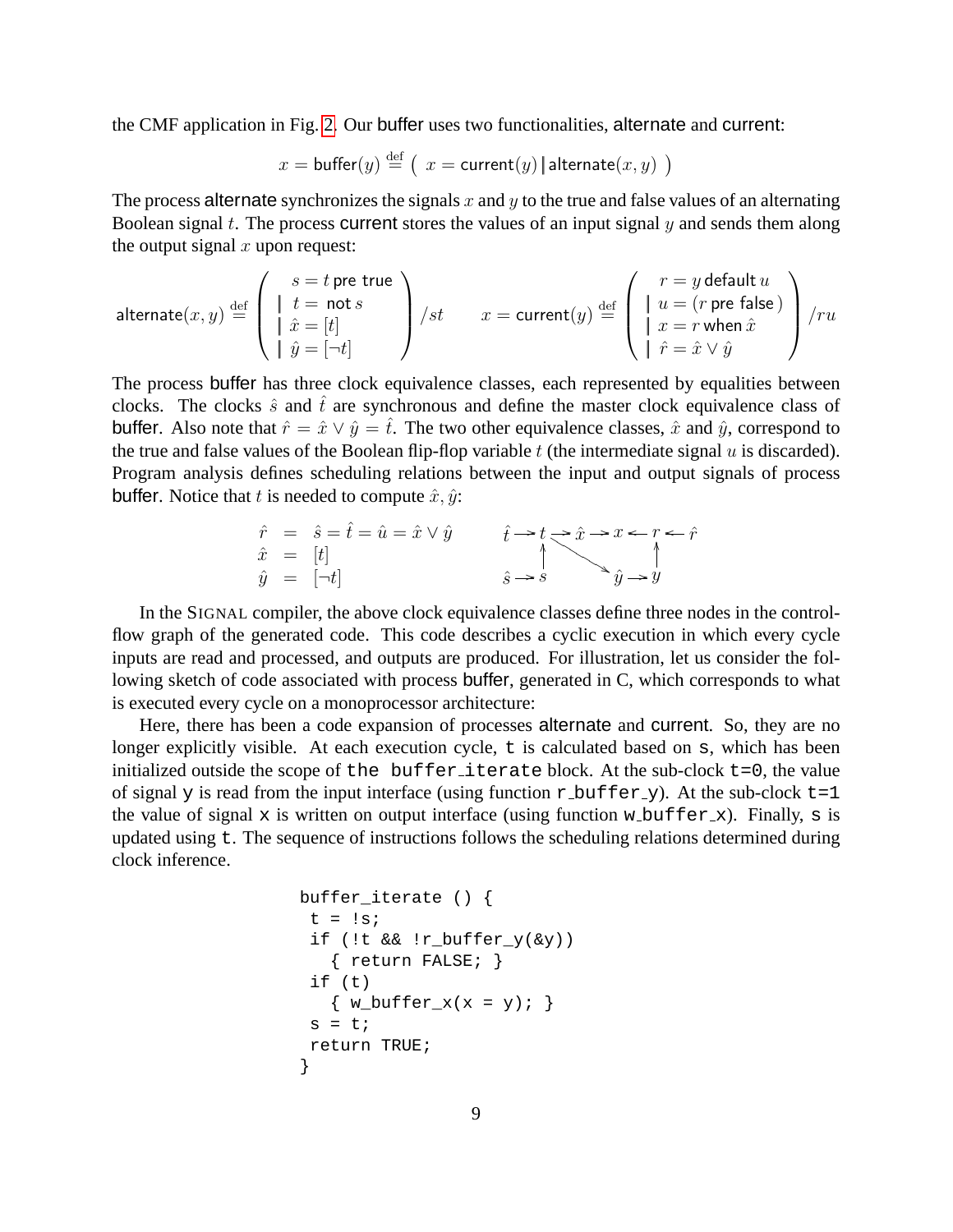the CMF application in Fig. 2. Our buffer uses two functionalities, alternate and current:

$$x = \mathsf{buffer}(y) \stackrel{\text{def}}{=} \left( \; x = \mathsf{current}(y) \,|\, \mathsf{alternate}(x, y) \; \right)$$

The process alternate synchronizes the signals $x$ and $y$ to the true and false values of an alternating Boolean signal $t$. The process current stores the values of an input signal $y$ and sends them along the output signal $x$ upon request:

$$\mathsf{alternate}(x, y) \stackrel{\text{def}}{=} \left( \begin{array}{l} \;\; s = t \;\mathsf{pre\ true} \\ | \;\; t = \;\mathsf{not}\; s \\ | \;\; \hat{x} = [t] \\ | \;\; \hat{y} = [\neg t] \end{array} \right) / st \qquad x = \mathsf{current}(y) \stackrel{\text{def}}{=} \left( \begin{array}{l} \;\; r = y \;\mathsf{default}\; u \\ | \;\; u = (r \;\mathsf{pre\ false}\,) \\ | \;\; x = r \;\mathsf{when}\; \hat{x} \\ | \;\; \hat{r} = \hat{x} \vee \hat{y} \end{array} \right) / ru$$

The process buffer has three clock equivalence classes, each represented by equalities between clocks. The clocks $\hat{s}$ and $\hat{t}$ are synchronous and define the master clock equivalence class of buffer. Also note that $\hat{r} = \hat{x} \vee \hat{y} = \hat{t}$. The two other equivalence classes, $\hat{x}$ and $\hat{y}$, correspond to the true and false values of the Boolean flip-flop variable $t$ (the intermediate signal $u$ is discarded). Program analysis defines scheduling relations between the input and output signals of process buffer. Notice that $t$ is needed to compute $\hat{x}, \hat{y}$:

$$\begin{array}{rcl} \hat{r} & = & \hat{s} = \hat{t} = \hat{u} = \hat{x} \vee \hat{y} \\ \hat{x} & = & [t] \\ \hat{y} & = & [\neg t] \end{array} \qquad \begin{array}{l} \hat{t} \rightarrow t \rightarrow \hat{x} \rightarrow x \leftarrow r \leftarrow \hat{r} \\ \qquad\; \uparrow \;\; \searrow \qquad\quad\;\; \uparrow \\ \hat{s} \rightarrow s \qquad\quad \hat{y} \rightarrow y \end{array}$$

In the SIGNAL compiler, the above clock equivalence classes define three nodes in the control-flow graph of the generated code. This code describes a cyclic execution in which every cycle inputs are read and processed, and outputs are produced. For illustration, let us consider the following sketch of code associated with process buffer, generated in C, which corresponds to what is executed every cycle on a monoprocessor architecture:

Here, there has been a code expansion of processes alternate and current. So, they are no longer explicitly visible. At each execution cycle, `t` is calculated based on `s`, which has been initialized outside the scope of `the buffer_iterate` block. At the sub-clock `t=0`, the value of signal `y` is read from the input interface (using function `r_buffer_y`). At the sub-clock `t=1` the value of signal `x` is written on output interface (using function `w_buffer_x`). Finally, `s` is updated using `t`. The sequence of instructions follows the scheduling relations determined during clock inference.

```
buffer_iterate () {
 t = !s;
 if (!t && !r_buffer_y(&y))
   { return FALSE; }
 if (t)
   { w_buffer_x(x = y); }
 s = t;
 return TRUE;
}
```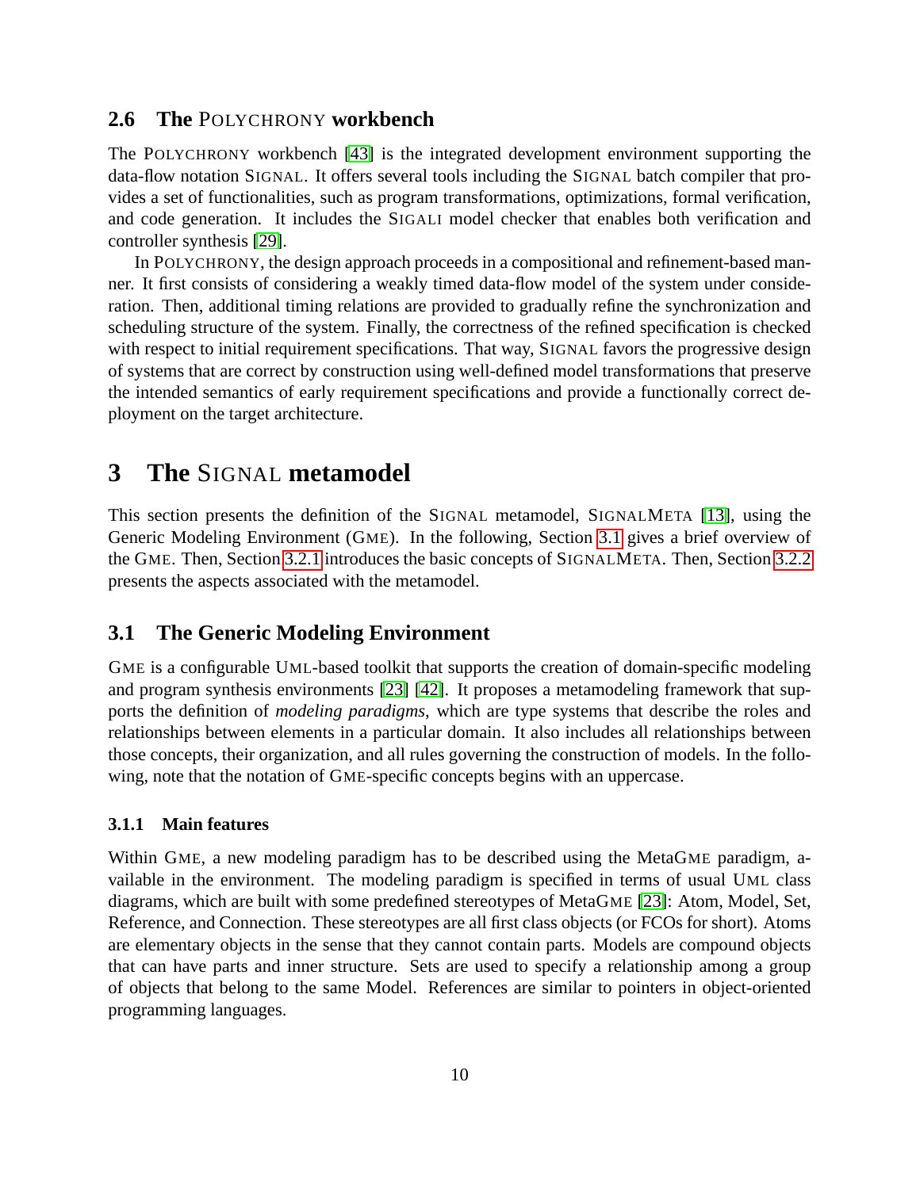## 2.6 The POLYCHRONY workbench

The POLYCHRONY workbench [43] is the integrated development environment supporting the data-flow notation SIGNAL. It offers several tools including the SIGNAL batch compiler that provides a set of functionalities, such as program transformations, optimizations, formal verification, and code generation. It includes the SIGALI model checker that enables both verification and controller synthesis [29].

In POLYCHRONY, the design approach proceeds in a compositional and refinement-based manner. It first consists of considering a weakly timed data-flow model of the system under consideration. Then, additional timing relations are provided to gradually refine the synchronization and scheduling structure of the system. Finally, the correctness of the refined specification is checked with respect to initial requirement specifications. That way, SIGNAL favors the progressive design of systems that are correct by construction using well-defined model transformations that preserve the intended semantics of early requirement specifications and provide a functionally correct deployment on the target architecture.

# 3 The SIGNAL metamodel

This section presents the definition of the SIGNAL metamodel, SIGNALMETA [13], using the Generic Modeling Environment (GME). In the following, Section 3.1 gives a brief overview of the GME. Then, Section 3.2.1 introduces the basic concepts of SIGNALMETA. Then, Section 3.2.2 presents the aspects associated with the metamodel.

## 3.1 The Generic Modeling Environment

GME is a configurable UML-based toolkit that supports the creation of domain-specific modeling and program synthesis environments [23] [42]. It proposes a metamodeling framework that supports the definition of *modeling paradigms*, which are type systems that describe the roles and relationships between elements in a particular domain. It also includes all relationships between those concepts, their organization, and all rules governing the construction of models. In the following, note that the notation of GME-specific concepts begins with an uppercase.

### 3.1.1 Main features

Within GME, a new modeling paradigm has to be described using the MetaGME paradigm, available in the environment. The modeling paradigm is specified in terms of usual UML class diagrams, which are built with some predefined stereotypes of MetaGME [23]: Atom, Model, Set, Reference, and Connection. These stereotypes are all first class objects (or FCOs for short). Atoms are elementary objects in the sense that they cannot contain parts. Models are compound objects that can have parts and inner structure. Sets are used to specify a relationship among a group of objects that belong to the same Model. References are similar to pointers in object-oriented programming languages.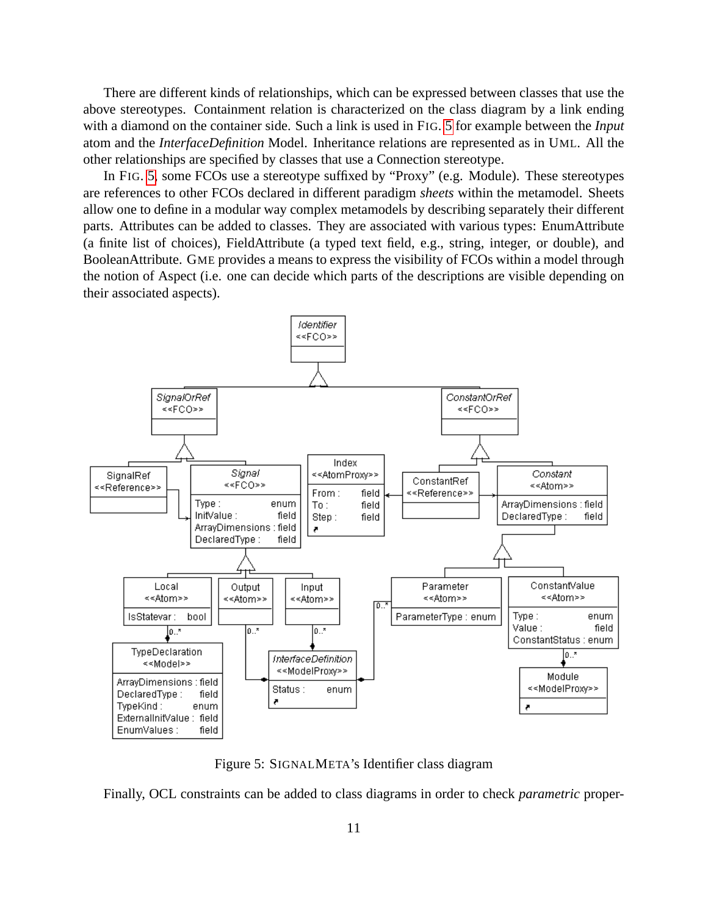There are different kinds of relationships, which can be expressed between classes that use the above stereotypes. Containment relation is characterized on the class diagram by a link ending with a diamond on the container side. Such a link is used in FIG. 5 for example between the *Input* atom and the *InterfaceDefinition* Model. Inheritance relations are represented as in UML. All the other relationships are specified by classes that use a Connection stereotype.

In FIG. 5, some FCOs use a stereotype suffixed by "Proxy" (e.g. Module). These stereotypes are references to other FCOs declared in different paradigm *sheets* within the metamodel. Sheets allow one to define in a modular way complex metamodels by describing separately their different parts. Attributes can be added to classes. They are associated with various types: EnumAttribute (a finite list of choices), FieldAttribute (a typed text field, e.g., string, integer, or double), and BooleanAttribute. GME provides a means to express the visibility of FCOs within a model through the notion of Aspect (i.e. one can decide which parts of the descriptions are visible depending on their associated aspects).

Figure 5: SIGNALMETA's Identifier class diagram

Finally, OCL constraints can be added to class diagrams in order to check *parametric* proper-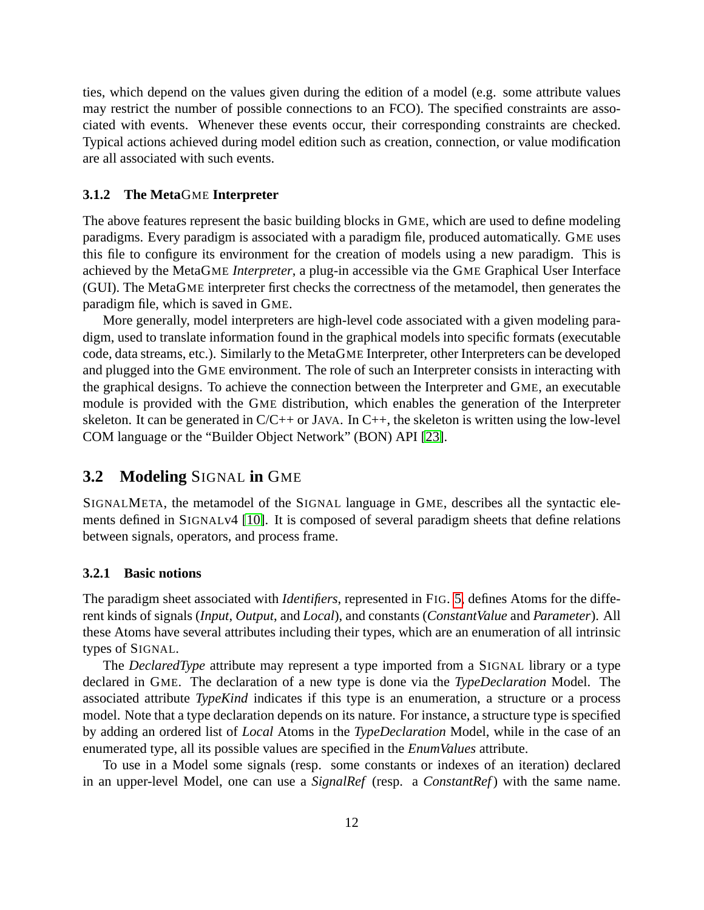ties, which depend on the values given during the edition of a model (e.g. some attribute values may restrict the number of possible connections to an FCO). The specified constraints are associated with events. Whenever these events occur, their corresponding constraints are checked. Typical actions achieved during model edition such as creation, connection, or value modification are all associated with such events.

### 3.1.2 The MetaGME Interpreter

The above features represent the basic building blocks in GME, which are used to define modeling paradigms. Every paradigm is associated with a paradigm file, produced automatically. GME uses this file to configure its environment for the creation of models using a new paradigm. This is achieved by the MetaGME *Interpreter*, a plug-in accessible via the GME Graphical User Interface (GUI). The MetaGME interpreter first checks the correctness of the metamodel, then generates the paradigm file, which is saved in GME.

More generally, model interpreters are high-level code associated with a given modeling paradigm, used to translate information found in the graphical models into specific formats (executable code, data streams, etc.). Similarly to the MetaGME Interpreter, other Interpreters can be developed and plugged into the GME environment. The role of such an Interpreter consists in interacting with the graphical designs. To achieve the connection between the Interpreter and GME, an executable module is provided with the GME distribution, which enables the generation of the Interpreter skeleton. It can be generated in C/C++ or JAVA. In C++, the skeleton is written using the low-level COM language or the "Builder Object Network" (BON) API [23].

## 3.2 Modeling SIGNAL in GME

SIGNALMETA, the metamodel of the SIGNAL language in GME, describes all the syntactic elements defined in SIGNALv4 [10]. It is composed of several paradigm sheets that define relations between signals, operators, and process frame.

### 3.2.1 Basic notions

The paradigm sheet associated with *Identifiers*, represented in FIG. 5, defines Atoms for the different kinds of signals (*Input*, *Output*, and *Local*), and constants (*ConstantValue* and *Parameter*). All these Atoms have several attributes including their types, which are an enumeration of all intrinsic types of SIGNAL.

The *DeclaredType* attribute may represent a type imported from a SIGNAL library or a type declared in GME. The declaration of a new type is done via the *TypeDeclaration* Model. The associated attribute *TypeKind* indicates if this type is an enumeration, a structure or a process model. Note that a type declaration depends on its nature. For instance, a structure type is specified by adding an ordered list of *Local* Atoms in the *TypeDeclaration* Model, while in the case of an enumerated type, all its possible values are specified in the *EnumValues* attribute.

To use in a Model some signals (resp. some constants or indexes of an iteration) declared in an upper-level Model, one can use a *SignalRef* (resp. a *ConstantRef*) with the same name.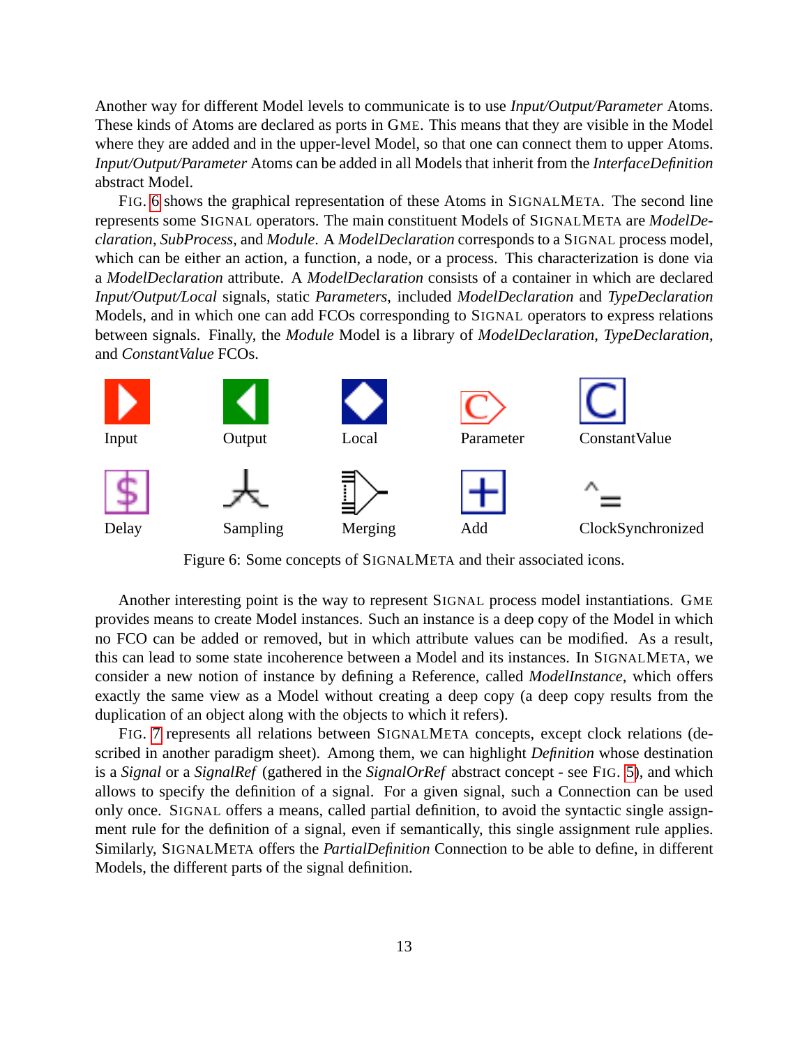Another way for different Model levels to communicate is to use *Input/Output/Parameter* Atoms. These kinds of Atoms are declared as ports in GME. This means that they are visible in the Model where they are added and in the upper-level Model, so that one can connect them to upper Atoms. *Input/Output/Parameter* Atoms can be added in all Models that inherit from the *InterfaceDefinition* abstract Model.

FIG. 6 shows the graphical representation of these Atoms in SIGNALMETA. The second line represents some SIGNAL operators. The main constituent Models of SIGNALMETA are *ModelDeclaration*, *SubProcess*, and *Module*. A *ModelDeclaration* corresponds to a SIGNAL process model, which can be either an action, a function, a node, or a process. This characterization is done via a *ModelDeclaration* attribute. A *ModelDeclaration* consists of a container in which are declared *Input/Output/Local* signals, static *Parameters*, included *ModelDeclaration* and *TypeDeclaration* Models, and in which one can add FCOs corresponding to SIGNAL operators to express relations between signals. Finally, the *Module* Model is a library of *ModelDeclaration*, *TypeDeclaration*, and *ConstantValue* FCOs.

Input Output Local Parameter ConstantValue

Delay Sampling Merging Add ClockSynchronized

Figure 6: Some concepts of SIGNALMETA and their associated icons.

Another interesting point is the way to represent SIGNAL process model instantiations. GME provides means to create Model instances. Such an instance is a deep copy of the Model in which no FCO can be added or removed, but in which attribute values can be modified. As a result, this can lead to some state incoherence between a Model and its instances. In SIGNALMETA, we consider a new notion of instance by defining a Reference, called *ModelInstance*, which offers exactly the same view as a Model without creating a deep copy (a deep copy results from the duplication of an object along with the objects to which it refers).

FIG. 7 represents all relations between SIGNALMETA concepts, except clock relations (described in another paradigm sheet). Among them, we can highlight *Definition* whose destination is a *Signal* or a *SignalRef* (gathered in the *SignalOrRef* abstract concept - see FIG. 5), and which allows to specify the definition of a signal. For a given signal, such a Connection can be used only once. SIGNAL offers a means, called partial definition, to avoid the syntactic single assignment rule for the definition of a signal, even if semantically, this single assignment rule applies. Similarly, SIGNALMETA offers the *PartialDefinition* Connection to be able to define, in different Models, the different parts of the signal definition.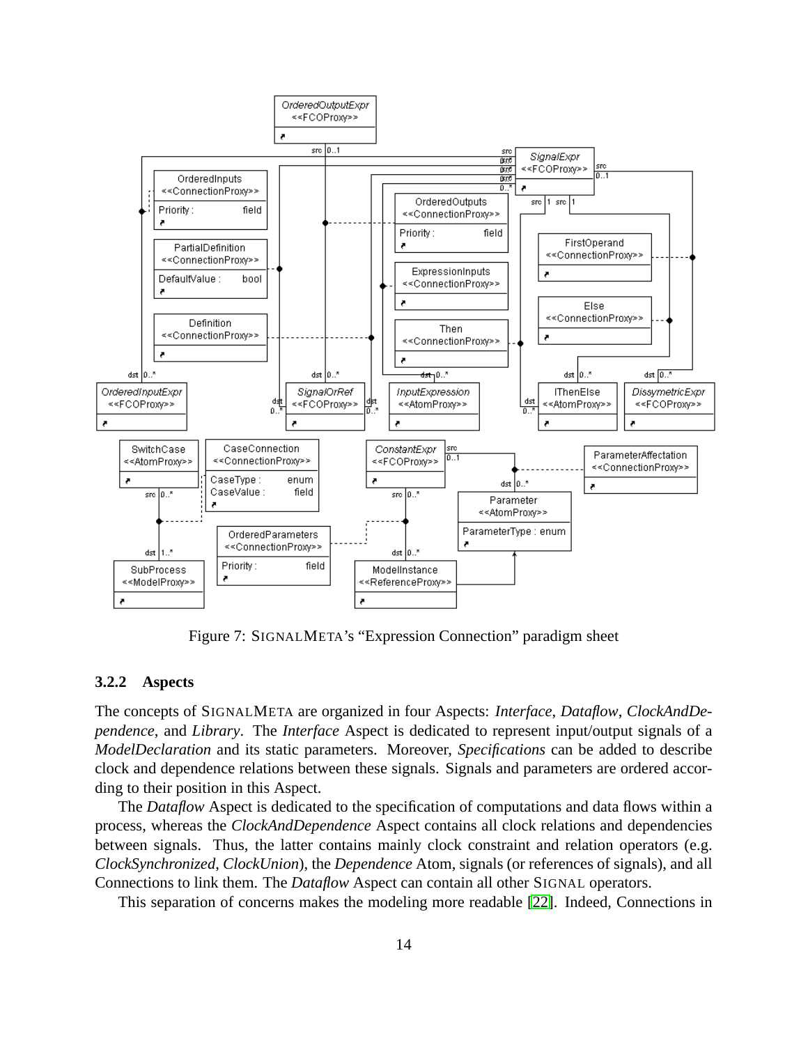Figure 7: SIGNALMETA's "Expression Connection" paradigm sheet

### 3.2.2 Aspects

The concepts of SIGNALMETA are organized in four Aspects: *Interface*, *Dataflow*, *ClockAndDependence*, and *Library*. The *Interface* Aspect is dedicated to represent input/output signals of a *ModelDeclaration* and its static parameters. Moreover, *Specifications* can be added to describe clock and dependence relations between these signals. Signals and parameters are ordered according to their position in this Aspect.

The *Dataflow* Aspect is dedicated to the specification of computations and data flows within a process, whereas the *ClockAndDependence* Aspect contains all clock relations and dependencies between signals. Thus, the latter contains mainly clock constraint and relation operators (e.g. *ClockSynchronized*, *ClockUnion*), the *Dependence* Atom, signals (or references of signals), and all Connections to link them. The *Dataflow* Aspect can contain all other SIGNAL operators.

This separation of concerns makes the modeling more readable [22]. Indeed, Connections in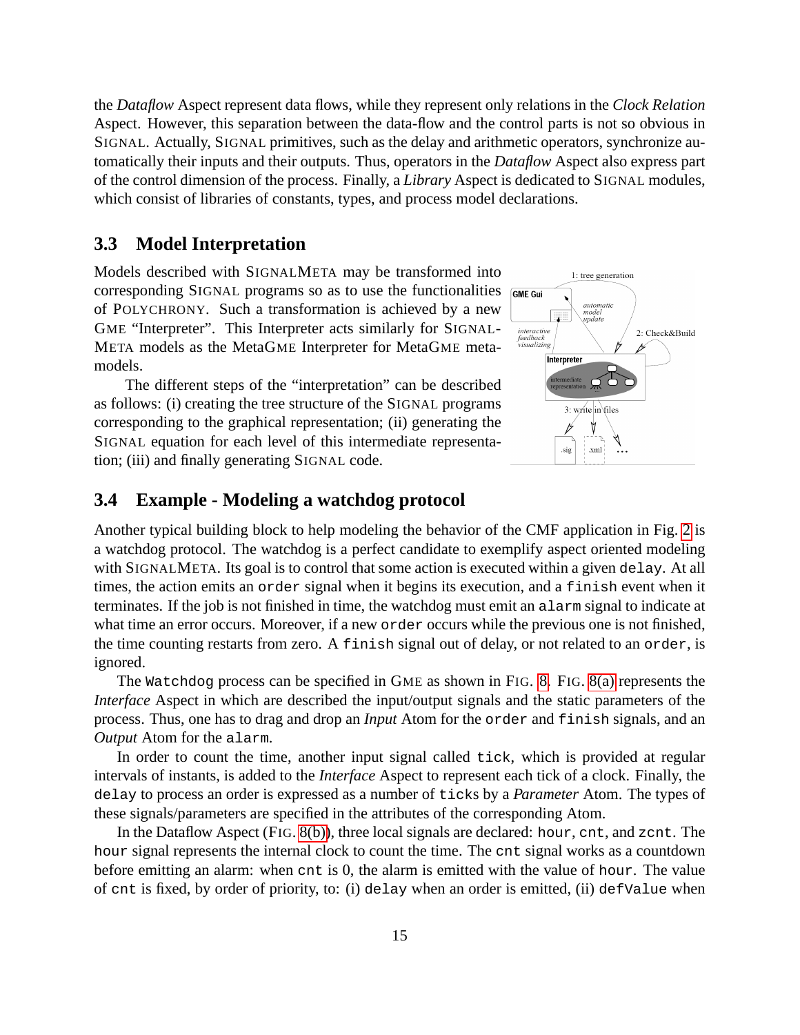the *Dataflow* Aspect represent data flows, while they represent only relations in the *Clock Relation* Aspect. However, this separation between the data-flow and the control parts is not so obvious in SIGNAL. Actually, SIGNAL primitives, such as the delay and arithmetic operators, synchronize automatically their inputs and their outputs. Thus, operators in the *Dataflow* Aspect also express part of the control dimension of the process. Finally, a *Library* Aspect is dedicated to SIGNAL modules, which consist of libraries of constants, types, and process model declarations.

## 3.3 Model Interpretation

Models described with SIGNALMETA may be transformed into corresponding SIGNAL programs so as to use the functionalities of POLYCHRONY. Such a transformation is achieved by a new GME "Interpreter". This Interpreter acts similarly for SIGNALMETA models as the MetaGME Interpreter for MetaGME metamodels.

The different steps of the "interpretation" can be described as follows: (i) creating the tree structure of the SIGNAL programs corresponding to the graphical representation; (ii) generating the SIGNAL equation for each level of this intermediate representation; (iii) and finally generating SIGNAL code.

1: tree generation
GME Gui
automatic model update
interactive feedback visualizing
2: Check&Build
Interpreter
intermediate representation
3: write in files
.sig
.xml
...

## 3.4 Example - Modeling a watchdog protocol

Another typical building block to help modeling the behavior of the CMF application in Fig. 2 is a watchdog protocol. The watchdog is a perfect candidate to exemplify aspect oriented modeling with SIGNALMETA. Its goal is to control that some action is executed within a given `delay`. At all times, the action emits an `order` signal when it begins its execution, and a `finish` event when it terminates. If the job is not finished in time, the watchdog must emit an `alarm` signal to indicate at what time an error occurs. Moreover, if a new `order` occurs while the previous one is not finished, the time counting restarts from zero. A `finish` signal out of delay, or not related to an `order`, is ignored.

The `Watchdog` process can be specified in GME as shown in FIG. 8. FIG. 8(a) represents the *Interface* Aspect in which are described the input/output signals and the static parameters of the process. Thus, one has to drag and drop an *Input* Atom for the `order` and `finish` signals, and an *Output* Atom for the `alarm`.

In order to count the time, another input signal called `tick`, which is provided at regular intervals of instants, is added to the *Interface* Aspect to represent each tick of a clock. Finally, the `delay` to process an order is expressed as a number of `ticks` by a *Parameter* Atom. The types of these signals/parameters are specified in the attributes of the corresponding Atom.

In the Dataflow Aspect (FIG. 8(b)), three local signals are declared: `hour`, `cnt`, and `zcnt`. The `hour` signal represents the internal clock to count the time. The `cnt` signal works as a countdown before emitting an alarm: when `cnt` is 0, the alarm is emitted with the value of `hour`. The value of `cnt` is fixed, by order of priority, to: (i) `delay` when an order is emitted, (ii) `defValue` when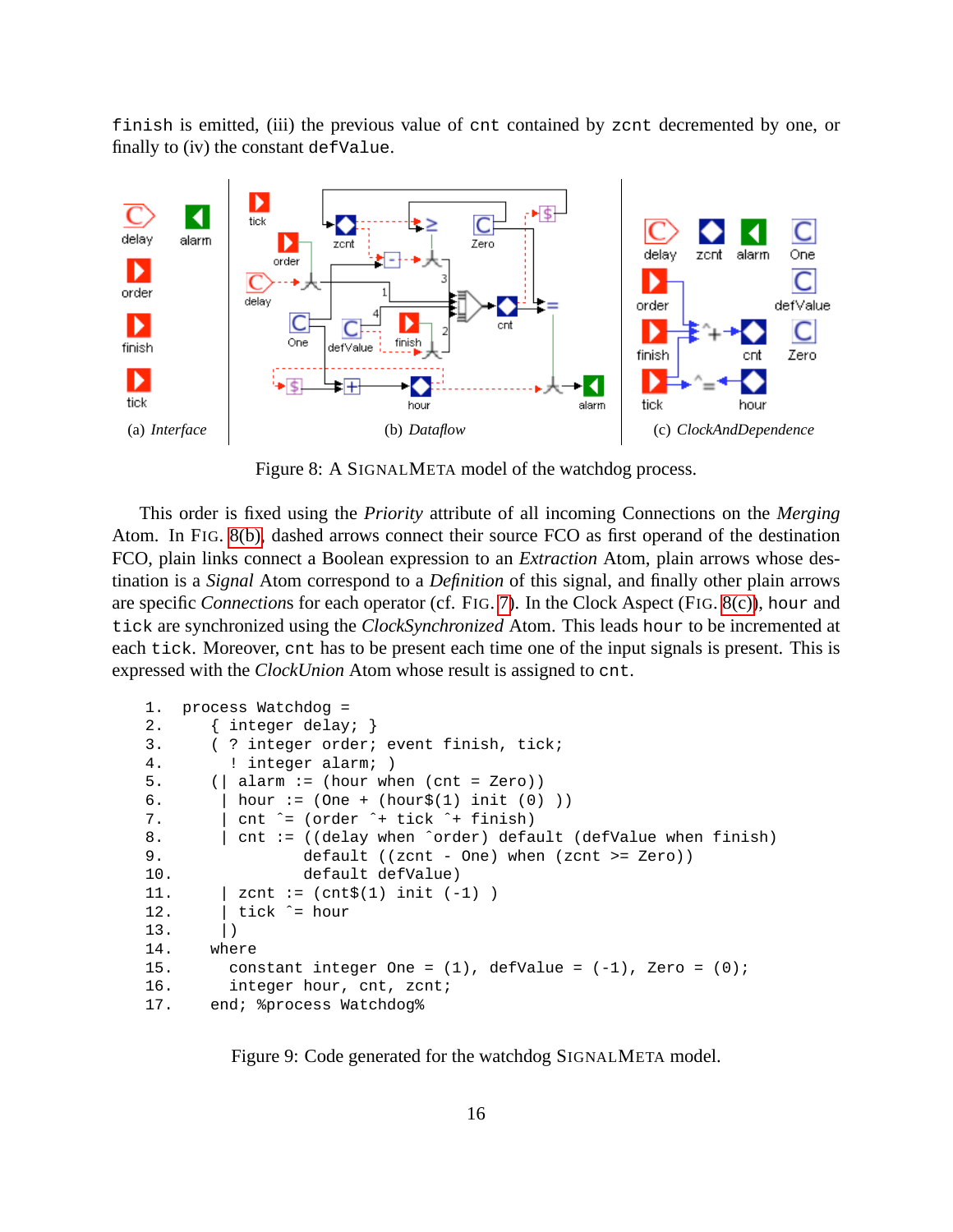`finish` is emitted, (iii) the previous value of `cnt` contained by `zcnt` decremented by one, or finally to (iv) the constant `defValue`.

(a) *Interface* (b) *Dataflow* (c) *ClockAndDependence*

Figure 8: A SIGNALMETA model of the watchdog process.

This order is fixed using the *Priority* attribute of all incoming Connections on the *Merging* Atom. In FIG. 8(b), dashed arrows connect their source FCO as first operand of the destination FCO, plain links connect a Boolean expression to an *Extraction* Atom, plain arrows whose destination is a *Signal* Atom correspond to a *Definition* of this signal, and finally other plain arrows are specific *Connections* for each operator (cf. FIG. 7). In the Clock Aspect (FIG. 8(c)), `hour` and `tick` are synchronized using the *ClockSynchronized* Atom. This leads `hour` to be incremented at each `tick`. Moreover, `cnt` has to be present each time one of the input signals is present. This is expressed with the *ClockUnion* Atom whose result is assigned to `cnt`.

```
1.  process Watchdog =
2.     { integer delay; }
3.     ( ? integer order; event finish, tick;
4.       ! integer alarm; )
5.     (| alarm := (hour when (cnt = Zero))
6.      | hour := (One + (hour$(1) init (0) ))
7.      | cnt ^= (order ^+ tick ^+ finish)
8.      | cnt := ((delay when ^order) default (defValue when finish)
9.               default ((zcnt - One) when (zcnt >= Zero))
10.              default defValue)
11.     | zcnt := (cnt$(1) init (-1) )
12.     | tick ^= hour
13.     |)
14.    where
15.      constant integer One = (1), defValue = (-1), Zero = (0);
16.      integer hour, cnt, zcnt;
17.    end; %process Watchdog%
```

Figure 9: Code generated for the watchdog SIGNALMETA model.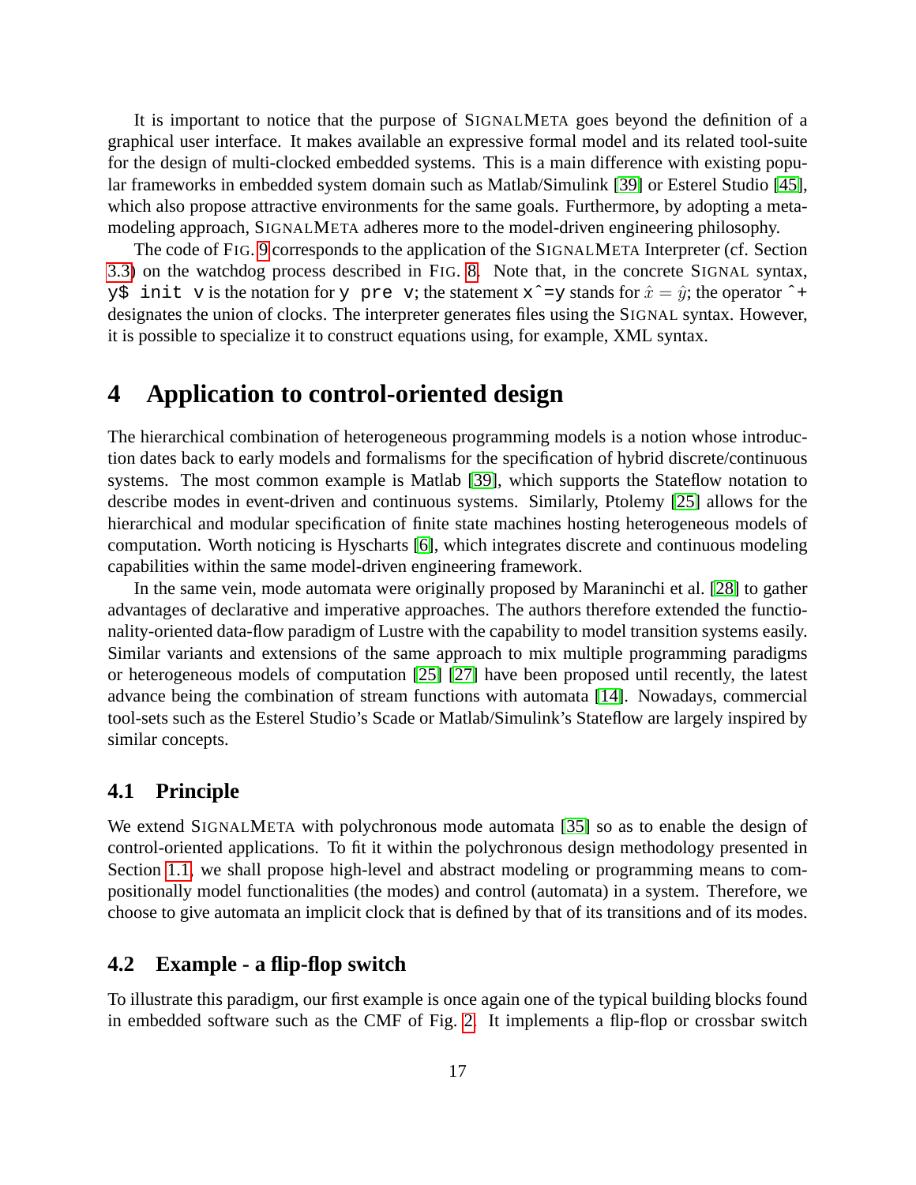It is important to notice that the purpose of SIGNALMETA goes beyond the definition of a graphical user interface. It makes available an expressive formal model and its related tool-suite for the design of multi-clocked embedded systems. This is a main difference with existing popular frameworks in embedded system domain such as Matlab/Simulink [39] or Esterel Studio [45], which also propose attractive environments for the same goals. Furthermore, by adopting a meta-modeling approach, SIGNALMETA adheres more to the model-driven engineering philosophy.

The code of FIG. 9 corresponds to the application of the SIGNALMETA Interpreter (cf. Section 3.3) on the watchdog process described in FIG. 8. Note that, in the concrete SIGNAL syntax, `y$ init v` is the notation for `y pre v`; the statement `x^=y` stands for $\hat{x} = \hat{y}$; the operator `^+` designates the union of clocks. The interpreter generates files using the SIGNAL syntax. However, it is possible to specialize it to construct equations using, for example, XML syntax.

# 4 Application to control-oriented design

The hierarchical combination of heterogeneous programming models is a notion whose introduction dates back to early models and formalisms for the specification of hybrid discrete/continuous systems. The most common example is Matlab [39], which supports the Stateflow notation to describe modes in event-driven and continuous systems. Similarly, Ptolemy [25] allows for the hierarchical and modular specification of finite state machines hosting heterogeneous models of computation. Worth noticing is Hyscharts [6], which integrates discrete and continuous modeling capabilities within the same model-driven engineering framework.

In the same vein, mode automata were originally proposed by Maraninchi et al. [28] to gather advantages of declarative and imperative approaches. The authors therefore extended the functionality-oriented data-flow paradigm of Lustre with the capability to model transition systems easily. Similar variants and extensions of the same approach to mix multiple programming paradigms or heterogeneous models of computation [25] [27] have been proposed until recently, the latest advance being the combination of stream functions with automata [14]. Nowadays, commercial tool-sets such as the Esterel Studio's Scade or Matlab/Simulink's Stateflow are largely inspired by similar concepts.

## 4.1 Principle

We extend SIGNALMETA with polychronous mode automata [35] so as to enable the design of control-oriented applications. To fit it within the polychronous design methodology presented in Section 1.1, we shall propose high-level and abstract modeling or programming means to compositionally model functionalities (the modes) and control (automata) in a system. Therefore, we choose to give automata an implicit clock that is defined by that of its transitions and of its modes.

## 4.2 Example - a flip-flop switch

To illustrate this paradigm, our first example is once again one of the typical building blocks found in embedded software such as the CMF of Fig. 2. It implements a flip-flop or crossbar switch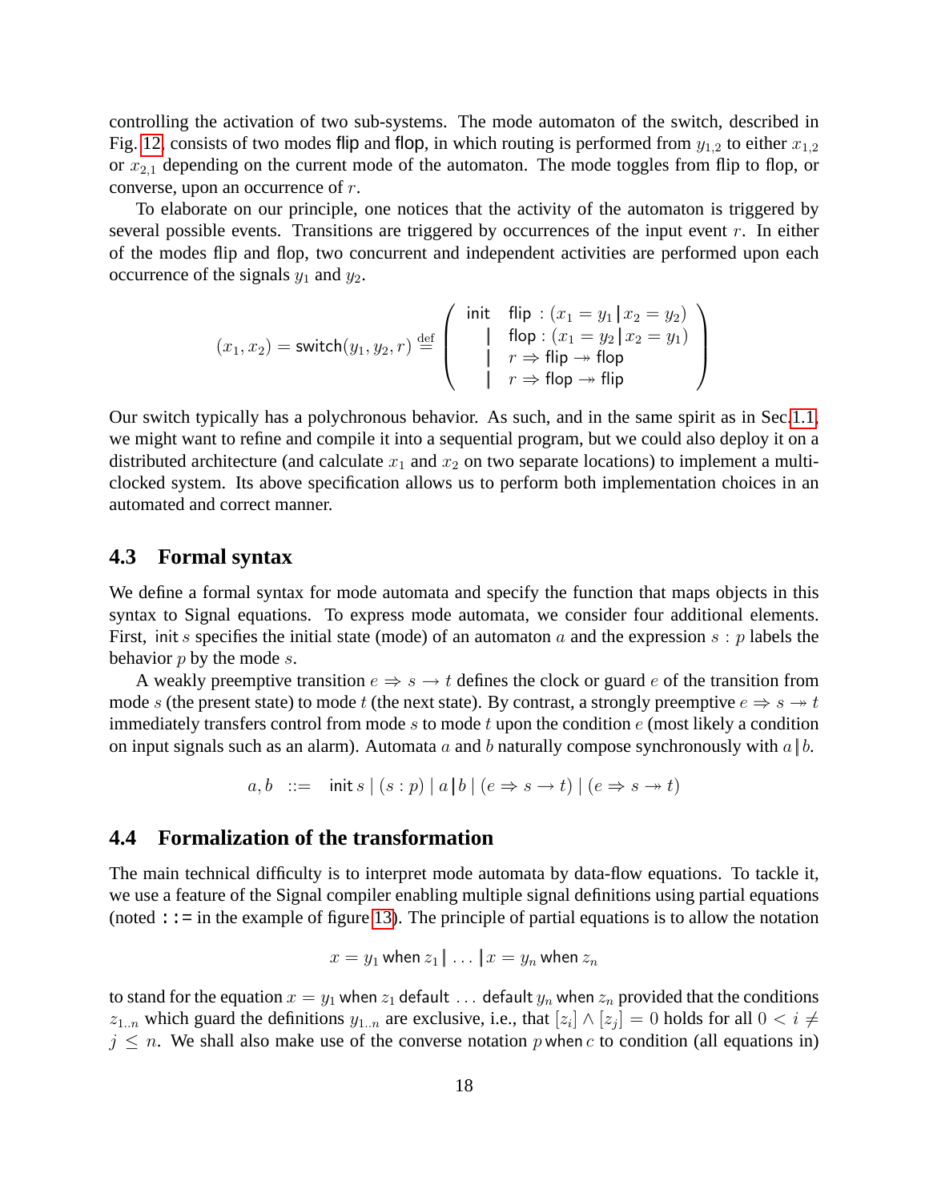controlling the activation of two sub-systems. The mode automaton of the switch, described in Fig. 12, consists of two modes flip and flop, in which routing is performed from $y_{1,2}$ to either $x_{1,2}$ or $x_{2,1}$ depending on the current mode of the automaton. The mode toggles from flip to flop, or converse, upon an occurrence of $r$.

To elaborate on our principle, one notices that the activity of the automaton is triggered by several possible events. Transitions are triggered by occurrences of the input event $r$. In either of the modes flip and flop, two concurrent and independent activities are performed upon each occurrence of the signals $y_1$ and $y_2$.

$$(x_1, x_2) = \mathsf{switch}(y_1, y_2, r) \stackrel{\text{def}}{=} \left( \begin{array}{ll} \mathsf{init} & \mathsf{flip} : (x_1 = y_1 \,|\, x_2 = y_2) \\ \quad | & \mathsf{flop} : (x_1 = y_2 \,|\, x_2 = y_1) \\ \quad | & r \Rightarrow \mathsf{flip} \twoheadrightarrow \mathsf{flop} \\ \quad | & r \Rightarrow \mathsf{flop} \twoheadrightarrow \mathsf{flip} \end{array} \right)$$

Our switch typically has a polychronous behavior. As such, and in the same spirit as in Sec.1.1, we might want to refine and compile it into a sequential program, but we could also deploy it on a distributed architecture (and calculate $x_1$ and $x_2$ on two separate locations) to implement a multi-clocked system. Its above specification allows us to perform both implementation choices in an automated and correct manner.

## 4.3 Formal syntax

We define a formal syntax for mode automata and specify the function that maps objects in this syntax to Signal equations. To express mode automata, we consider four additional elements. First, $\mathsf{init}\, s$ specifies the initial state (mode) of an automaton $a$ and the expression $s : p$ labels the behavior $p$ by the mode $s$.

A weakly preemptive transition $e \Rightarrow s \rightarrow t$ defines the clock or guard $e$ of the transition from mode $s$ (the present state) to mode $t$ (the next state). By contrast, a strongly preemptive $e \Rightarrow s \twoheadrightarrow t$ immediately transfers control from mode $s$ to mode $t$ upon the condition $e$ (most likely a condition on input signals such as an alarm). Automata $a$ and $b$ naturally compose synchronously with $a \,\|\, b$.

$$a, b \;\;::=\;\; \mathsf{init}\, s \mid (s : p) \mid a \,|\, b \mid (e \Rightarrow s \rightarrow t) \mid (e \Rightarrow s \twoheadrightarrow t)$$

## 4.4 Formalization of the transformation

The main technical difficulty is to interpret mode automata by data-flow equations. To tackle it, we use a feature of the Signal compiler enabling multiple signal definitions using partial equations (noted `::=` in the example of figure 13). The principle of partial equations is to allow the notation

$$x = y_1 \;\mathsf{when}\; z_1 \,|\, \ldots \,|\, x = y_n \;\mathsf{when}\; z_n$$

to stand for the equation $x = y_1 \;\mathsf{when}\; z_1 \;\mathsf{default}\; \ldots \;\mathsf{default}\; y_n \;\mathsf{when}\; z_n$ provided that the conditions $z_{1..n}$ which guard the definitions $y_{1..n}$ are exclusive, i.e., that $[z_i] \wedge [z_j] = 0$ holds for all $0 < i \neq j \leq n$. We shall also make use of the converse notation $p \,\mathsf{when}\, c$ to condition (all equations in)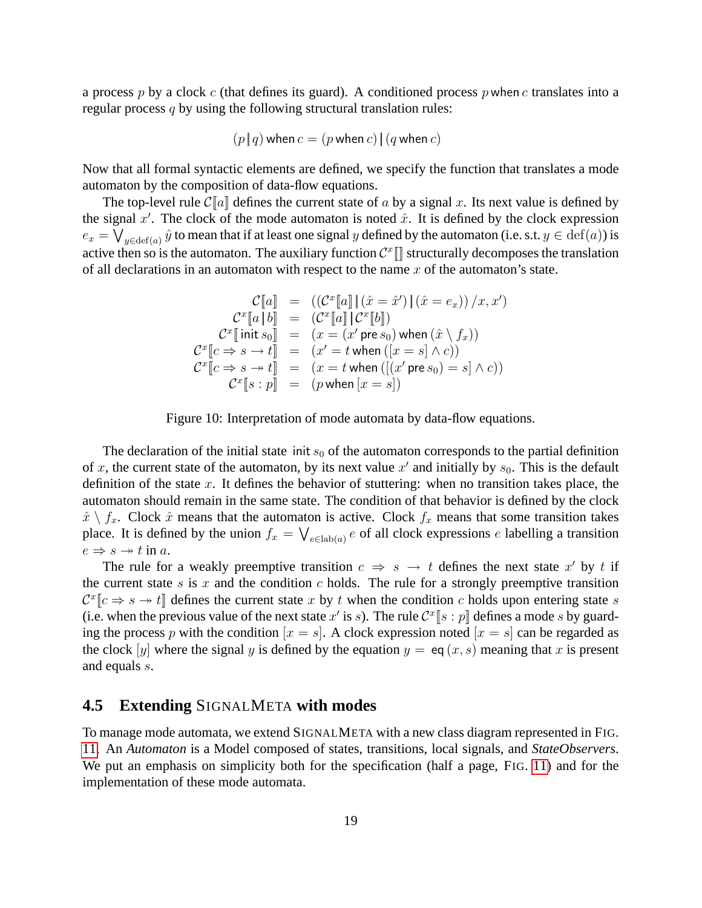a process $p$ by a clock $c$ (that defines its guard). A conditioned process $p\,\mathsf{when}\,c$ translates into a regular process $q$ by using the following structural translation rules:

$$(p \,|\, q)\,\mathsf{when}\,c = (p\,\mathsf{when}\,c) \,|\, (q\,\mathsf{when}\,c)$$

Now that all formal syntactic elements are defined, we specify the function that translates a mode automaton by the composition of data-flow equations.

The top-level rule $\mathcal{C}[\![a]\!]$ defines the current state of $a$ by a signal $x$. Its next value is defined by the signal $x'$. The clock of the mode automaton is noted $\hat{x}$. It is defined by the clock expression $e_x = \bigvee_{y \in \mathrm{def}(a)} \hat{y}$ to mean that if at least one signal $y$ defined by the automaton (i.e. s.t. $y \in \mathrm{def}(a)$) is active then so is the automaton. The auxiliary function $\mathcal{C}^x[\![]\!]$ structurally decomposes the translation of all declarations in an automaton with respect to the name $x$ of the automaton's state.

$$
\begin{array}{rcl}
\mathcal{C}[\![a]\!] & = & ((\mathcal{C}^x[\![a]\!] \,|\, (\hat{x} = \hat{x}') \,|\, (\hat{x} = e_x)) \,/ x, x') \\
\mathcal{C}^x[\![a \,|\, b]\!] & = & (\mathcal{C}^x[\![a]\!] \,|\, \mathcal{C}^x[\![b]\!]) \\
\mathcal{C}^x[\![\,\mathsf{init}\, s_0]\!] & = & (x = (x'\,\mathsf{pre}\, s_0)\,\mathsf{when}\,(\hat{x} \setminus f_x)) \\
\mathcal{C}^x[\![c \Rightarrow s \rightarrow t]\!] & = & (x' = t\,\mathsf{when}\,([x = s] \wedge c)) \\
\mathcal{C}^x[\![c \Rightarrow s \twoheadrightarrow t]\!] & = & (x = t\,\mathsf{when}\,([(x'\,\mathsf{pre}\, s_0) = s] \wedge c)) \\
\mathcal{C}^x[\![s : p]\!] & = & (p\,\mathsf{when}\,[x = s])
\end{array}
$$

Figure 10: Interpretation of mode automata by data-flow equations.

The declaration of the initial state $\mathsf{init}\, s_0$ of the automaton corresponds to the partial definition of $x$, the current state of the automaton, by its next value $x'$ and initially by $s_0$. This is the default definition of the state $x$. It defines the behavior of stuttering: when no transition takes place, the automaton should remain in the same state. The condition of that behavior is defined by the clock $\hat{x} \setminus f_x$. Clock $\hat{x}$ means that the automaton is active. Clock $f_x$ means that some transition takes place. It is defined by the union $f_x = \bigvee_{e \in \mathrm{lab}(a)} e$ of all clock expressions $e$ labelling a transition $e \Rightarrow s \twoheadrightarrow t$ in $a$.

The rule for a weakly preemptive transition $c \Rightarrow s \rightarrow t$ defines the next state $x'$ by $t$ if the current state $s$ is $x$ and the condition $c$ holds. The rule for a strongly preemptive transition $\mathcal{C}^x[\![c \Rightarrow s \twoheadrightarrow t]\!]$ defines the current state $x$ by $t$ when the condition $c$ holds upon entering state $s$ (i.e. when the previous value of the next state $x'$ is $s$). The rule $\mathcal{C}^x[\![s : p]\!]$ defines a mode $s$ by guarding the process $p$ with the condition $[x = s]$. A clock expression noted $[x = s]$ can be regarded as the clock $[y]$ where the signal $y$ is defined by the equation $y = \mathsf{eq}\,(x, s)$ meaning that $x$ is present and equals $s$.

### 4.5 Extending SIGNALMETA with modes

To manage mode automata, we extend SIGNALMETA with a new class diagram represented in FIG. 11. An *Automaton* is a Model composed of states, transitions, local signals, and *StateObservers*. We put an emphasis on simplicity both for the specification (half a page, FIG. 11) and for the implementation of these mode automata.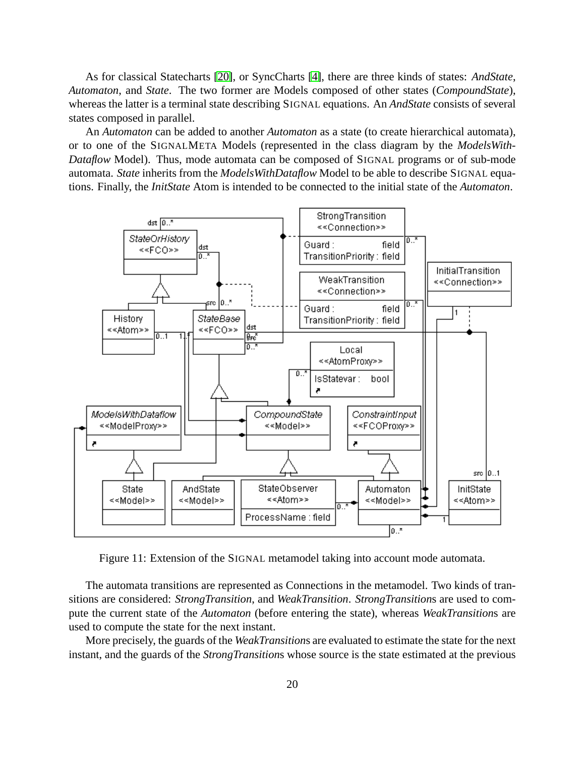As for classical Statecharts [20], or SyncCharts [4], there are three kinds of states: *AndState*, *Automaton*, and *State*. The two former are Models composed of other states (*CompoundState*), whereas the latter is a terminal state describing SIGNAL equations. An *AndState* consists of several states composed in parallel.

An *Automaton* can be added to another *Automaton* as a state (to create hierarchical automata), or to one of the SIGNALMETA Models (represented in the class diagram by the *ModelsWith-Dataflow* Model). Thus, mode automata can be composed of SIGNAL programs or of sub-mode automata. *State* inherits from the *ModelsWithDataflow* Model to be able to describe SIGNAL equations. Finally, the *InitState* Atom is intended to be connected to the initial state of the *Automaton*.

Figure 11: Extension of the SIGNAL metamodel taking into account mode automata.

The automata transitions are represented as Connections in the metamodel. Two kinds of transitions are considered: *StrongTransition*, and *WeakTransition*. *StrongTransition*s are used to compute the current state of the *Automaton* (before entering the state), whereas *WeakTransition*s are used to compute the state for the next instant.

More precisely, the guards of the *WeakTransition*s are evaluated to estimate the state for the next instant, and the guards of the *StrongTransition*s whose source is the state estimated at the previous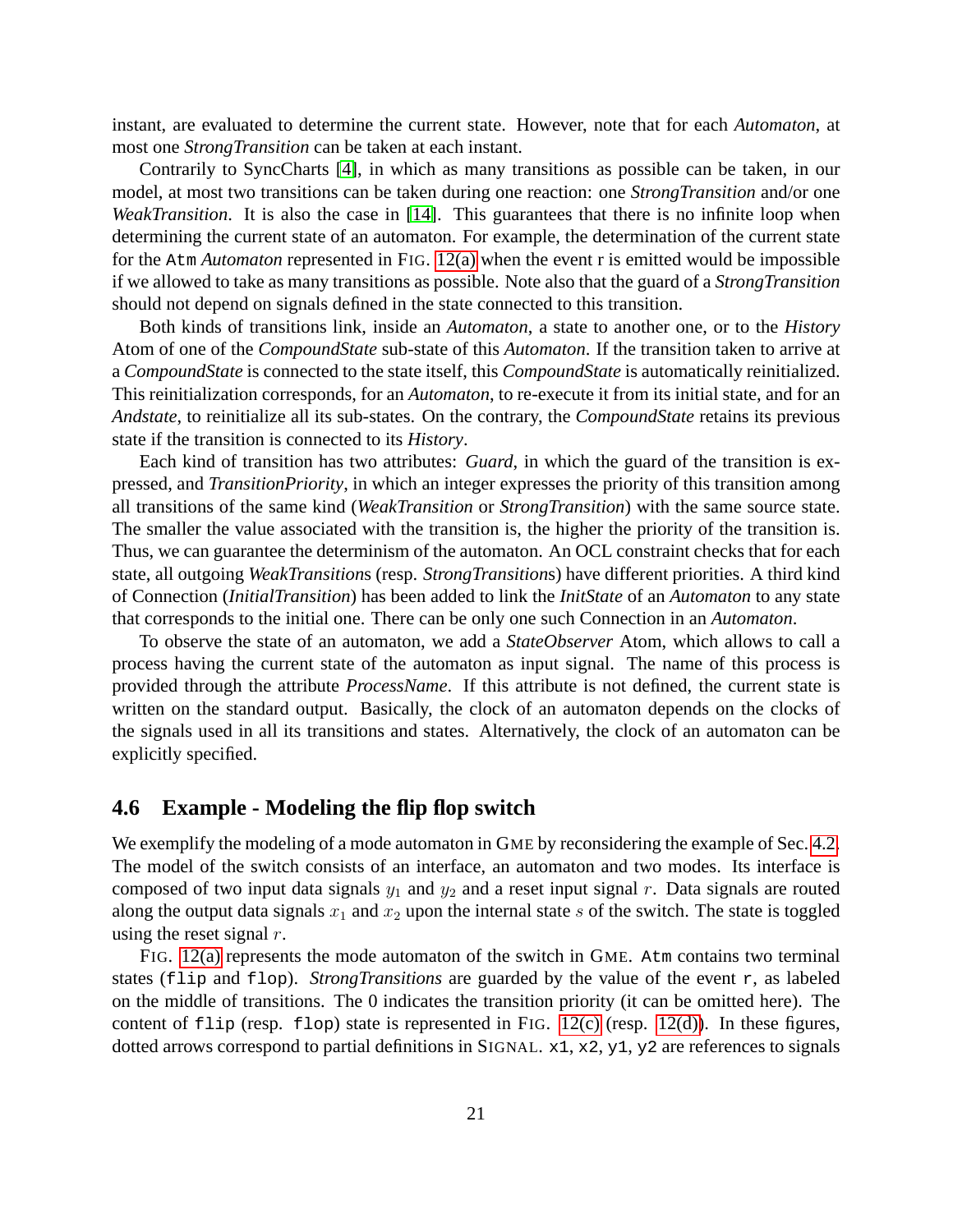instant, are evaluated to determine the current state. However, note that for each *Automaton*, at most one *StrongTransition* can be taken at each instant.

Contrarily to SyncCharts [4], in which as many transitions as possible can be taken, in our model, at most two transitions can be taken during one reaction: one *StrongTransition* and/or one *WeakTransition*. It is also the case in [14]. This guarantees that there is no infinite loop when determining the current state of an automaton. For example, the determination of the current state for the `Atm` *Automaton* represented in FIG. 12(a) when the event r is emitted would be impossible if we allowed to take as many transitions as possible. Note also that the guard of a *StrongTransition* should not depend on signals defined in the state connected to this transition.

Both kinds of transitions link, inside an *Automaton*, a state to another one, or to the *History* Atom of one of the *CompoundState* sub-state of this *Automaton*. If the transition taken to arrive at a *CompoundState* is connected to the state itself, this *CompoundState* is automatically reinitialized. This reinitialization corresponds, for an *Automaton*, to re-execute it from its initial state, and for an *Andstate*, to reinitialize all its sub-states. On the contrary, the *CompoundState* retains its previous state if the transition is connected to its *History*.

Each kind of transition has two attributes: *Guard*, in which the guard of the transition is expressed, and *TransitionPriority*, in which an integer expresses the priority of this transition among all transitions of the same kind (*WeakTransition* or *StrongTransition*) with the same source state. The smaller the value associated with the transition is, the higher the priority of the transition is. Thus, we can guarantee the determinism of the automaton. An OCL constraint checks that for each state, all outgoing *WeakTransition*s (resp. *StrongTransition*s) have different priorities. A third kind of Connection (*InitialTransition*) has been added to link the *InitState* of an *Automaton* to any state that corresponds to the initial one. There can be only one such Connection in an *Automaton*.

To observe the state of an automaton, we add a *StateObserver* Atom, which allows to call a process having the current state of the automaton as input signal. The name of this process is provided through the attribute *ProcessName*. If this attribute is not defined, the current state is written on the standard output. Basically, the clock of an automaton depends on the clocks of the signals used in all its transitions and states. Alternatively, the clock of an automaton can be explicitly specified.

### 4.6 Example - Modeling the flip flop switch

We exemplify the modeling of a mode automaton in GME by reconsidering the example of Sec. 4.2. The model of the switch consists of an interface, an automaton and two modes. Its interface is composed of two input data signals $y_1$ and $y_2$ and a reset input signal $r$. Data signals are routed along the output data signals $x_1$ and $x_2$ upon the internal state $s$ of the switch. The state is toggled using the reset signal $r$.

FIG. 12(a) represents the mode automaton of the switch in GME. `Atm` contains two terminal states (`flip` and `flop`). *StrongTransitions* are guarded by the value of the event `r`, as labeled on the middle of transitions. The 0 indicates the transition priority (it can be omitted here). The content of `flip` (resp. `flop`) state is represented in FIG. 12(c) (resp. 12(d)). In these figures, dotted arrows correspond to partial definitions in SIGNAL. `x1`, `x2`, `y1`, `y2` are references to signals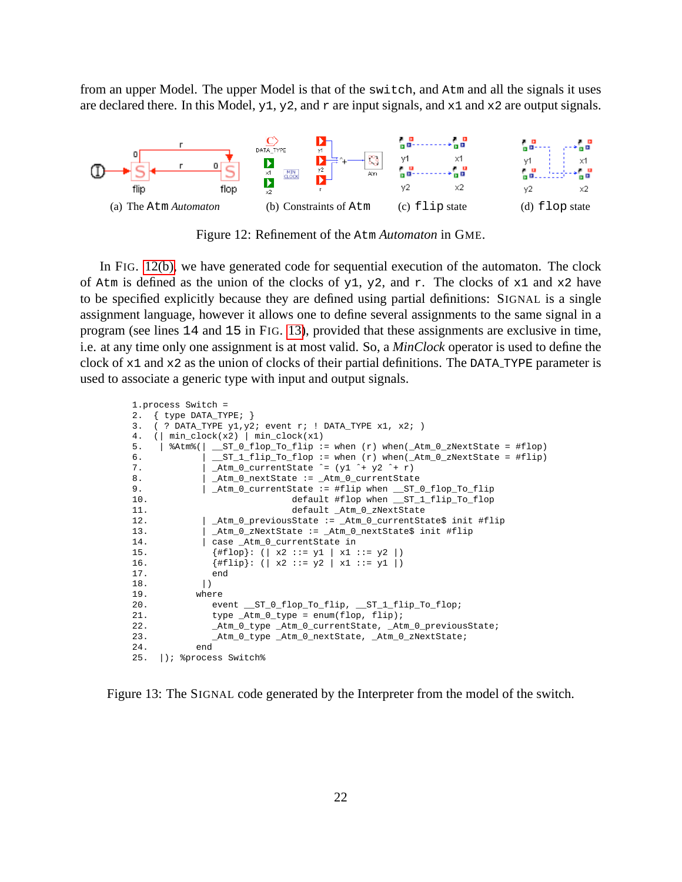from an upper Model. The upper Model is that of the `switch`, and `Atm` and all the signals it uses are declared there. In this Model, `y1`, `y2`, and `r` are input signals, and `x1` and `x2` are output signals.

(a) The `Atm` *Automaton* (b) Constraints of `Atm` (c) `flip` state (d) `flop` state

Figure 12: Refinement of the `Atm` *Automaton* in GME.

In FIG. 12(b), we have generated code for sequential execution of the automaton. The clock of `Atm` is defined as the union of the clocks of `y1`, `y2`, and `r`. The clocks of `x1` and `x2` have to be specified explicitly because they are defined using partial definitions: SIGNAL is a single assignment language, however it allows one to define several assignments to the same signal in a program (see lines `14` and `15` in FIG. 13), provided that these assignments are exclusive in time, i.e. at any time only one assignment is at most valid. So, a *MinClock* operator is used to define the clock of `x1` and `x2` as the union of clocks of their partial definitions. The `DATA_TYPE` parameter is used to associate a generic type with input and output signals.

```
1.process Switch =
2.  { type DATA_TYPE; }
3.  ( ? DATA_TYPE y1,y2; event r; ! DATA_TYPE x1, x2; )
4.  (| min_clock(x2) | min_clock(x1)
5.   | %Atm%(| __ST_0_flop_To_flip := when (r) when(_Atm_0_zNextState = #flop)
6.           | __ST_1_flip_To_flop := when (r) when(_Atm_0_zNextState = #flip)
7.           | _Atm_0_currentState ^= (y1 ^+ y2 ^+ r)
8.           | _Atm_0_nextState := _Atm_0_currentState
9.           | _Atm_0_currentState := #flip when __ST_0_flop_To_flip
10.                         default #flop when __ST_1_flip_To_flop
11.                         default _Atm_0_zNextState
12.          | _Atm_0_previousState := _Atm_0_currentState$ init #flip
13.          | _Atm_0_zNextState := _Atm_0_nextState$ init #flip
14.          | case _Atm_0_currentState in
15.            {#flop}: (| x2 ::= y1 | x1 ::= y2 |)
16.            {#flip}: (| x2 ::= y2 | x1 ::= y1 |)
17.            end
18.          |)
19.        where
20.            event __ST_0_flop_To_flip, __ST_1_flip_To_flop;
21.            type _Atm_0_type = enum(flop, flip);
22.            _Atm_0_type _Atm_0_currentState, _Atm_0_previousState;
23.            _Atm_0_type _Atm_0_nextState, _Atm_0_zNextState;
24.        end
25.  |); %process Switch%
```

Figure 13: The SIGNAL code generated by the Interpreter from the model of the switch.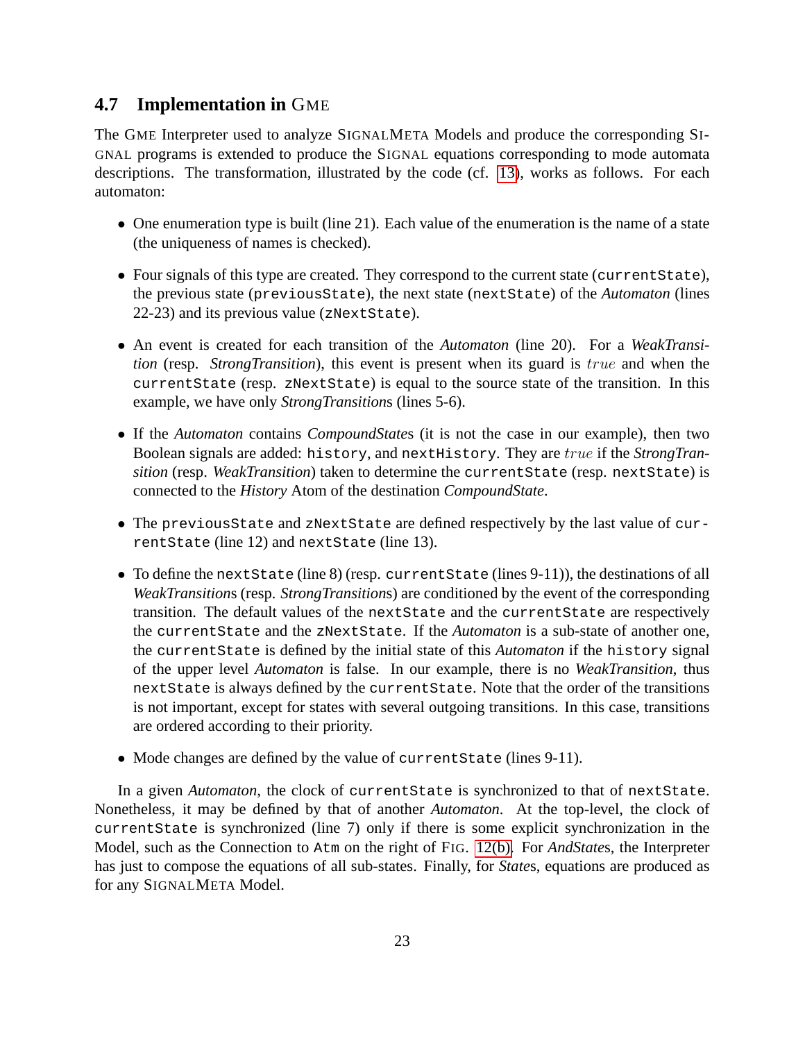### 4.7 Implementation in GME

The GME Interpreter used to analyze SIGNALMETA Models and produce the corresponding SIGNAL programs is extended to produce the SIGNAL equations corresponding to mode automata descriptions. The transformation, illustrated by the code (cf. 13), works as follows. For each automaton:

- One enumeration type is built (line 21). Each value of the enumeration is the name of a state (the uniqueness of names is checked).
- Four signals of this type are created. They correspond to the current state (`currentState`), the previous state (`previousState`), the next state (`nextState`) of the *Automaton* (lines 22-23) and its previous value (`zNextState`).
- An event is created for each transition of the *Automaton* (line 20). For a *WeakTransition* (resp. *StrongTransition*), this event is present when its guard is $true$ and when the `currentState` (resp. `zNextState`) is equal to the source state of the transition. In this example, we have only *StrongTransition*s (lines 5-6).
- If the *Automaton* contains *CompoundState*s (it is not the case in our example), then two Boolean signals are added: `history`, and `nextHistory`. They are $true$ if the *StrongTransition* (resp. *WeakTransition*) taken to determine the `currentState` (resp. `nextState`) is connected to the *History* Atom of the destination *CompoundState*.
- The `previousState` and `zNextState` are defined respectively by the last value of `currentState` (line 12) and `nextState` (line 13).
- To define the `nextState` (line 8) (resp. `currentState` (lines 9-11)), the destinations of all *WeakTransition*s (resp. *StrongTransition*s) are conditioned by the event of the corresponding transition. The default values of the `nextState` and the `currentState` are respectively the `currentState` and the `zNextState`. If the *Automaton* is a sub-state of another one, the `currentState` is defined by the initial state of this *Automaton* if the `history` signal of the upper level *Automaton* is false. In our example, there is no *WeakTransition*, thus `nextState` is always defined by the `currentState`. Note that the order of the transitions is not important, except for states with several outgoing transitions. In this case, transitions are ordered according to their priority.
- Mode changes are defined by the value of `currentState` (lines 9-11).

In a given *Automaton*, the clock of `currentState` is synchronized to that of `nextState`. Nonetheless, it may be defined by that of another *Automaton*. At the top-level, the clock of `currentState` is synchronized (line 7) only if there is some explicit synchronization in the Model, such as the Connection to `Atm` on the right of FIG. 12(b). For *AndState*s, the Interpreter has just to compose the equations of all sub-states. Finally, for *State*s, equations are produced as for any SIGNALMETA Model.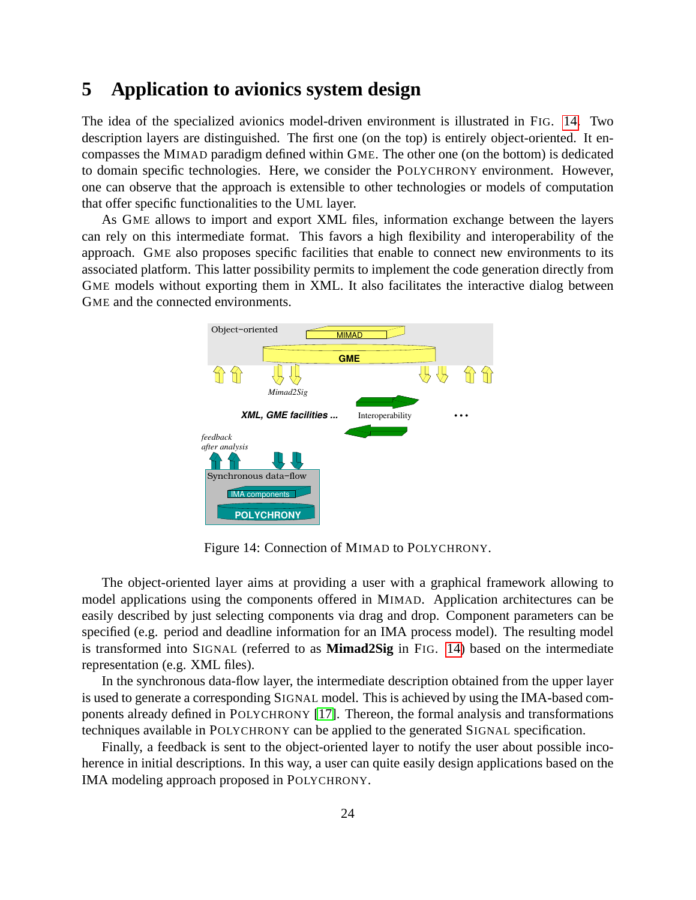# 5 Application to avionics system design

The idea of the specialized avionics model-driven environment is illustrated in FIG. 14. Two description layers are distinguished. The first one (on the top) is entirely object-oriented. It encompasses the MIMAD paradigm defined within GME. The other one (on the bottom) is dedicated to domain specific technologies. Here, we consider the POLYCHRONY environment. However, one can observe that the approach is extensible to other technologies or models of computation that offer specific functionalities to the UML layer.

As GME allows to import and export XML files, information exchange between the layers can rely on this intermediate format. This favors a high flexibility and interoperability of the approach. GME also proposes specific facilities that enable to connect new environments to its associated platform. This latter possibility permits to implement the code generation directly from GME models without exporting them in XML. It also facilitates the interactive dialog between GME and the connected environments.

Figure 14: Connection of MIMAD to POLYCHRONY.

The object-oriented layer aims at providing a user with a graphical framework allowing to model applications using the components offered in MIMAD. Application architectures can be easily described by just selecting components via drag and drop. Component parameters can be specified (e.g. period and deadline information for an IMA process model). The resulting model is transformed into SIGNAL (referred to as **Mimad2Sig** in FIG. 14) based on the intermediate representation (e.g. XML files).

In the synchronous data-flow layer, the intermediate description obtained from the upper layer is used to generate a corresponding SIGNAL model. This is achieved by using the IMA-based components already defined in POLYCHRONY [17]. Thereon, the formal analysis and transformations techniques available in POLYCHRONY can be applied to the generated SIGNAL specification.

Finally, a feedback is sent to the object-oriented layer to notify the user about possible incoherence in initial descriptions. In this way, a user can quite easily design applications based on the IMA modeling approach proposed in POLYCHRONY.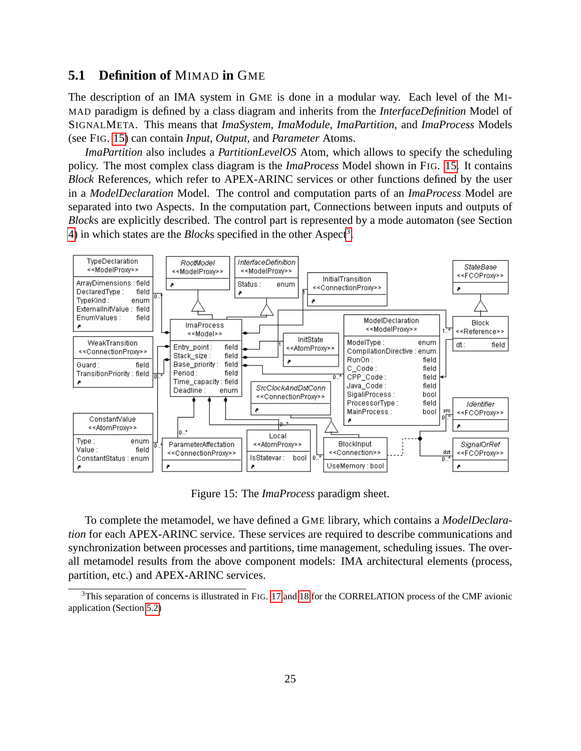## 5.1 Definition of MIMAD in GME

The description of an IMA system in GME is done in a modular way. Each level of the MIMAD paradigm is defined by a class diagram and inherits from the *InterfaceDefinition* Model of SIGNALMETA. This means that *ImaSystem*, *ImaModule*, *ImaPartition*, and *ImaProcess* Models (see FIG. 15) can contain *Input*, *Output*, and *Parameter* Atoms.

*ImaPartition* also includes a *PartitionLevelOS* Atom, which allows to specify the scheduling policy. The most complex class diagram is the *ImaProcess* Model shown in FIG. 15. It contains *Block* References, which refer to APEX-ARINC services or other functions defined by the user in a *ModelDeclaration* Model. The control and computation parts of an *ImaProcess* Model are separated into two Aspects. In the computation part, Connections between inputs and outputs of *Block*s are explicitly described. The control part is represented by a mode automaton (see Section 4) in which states are the *Block*s specified in the other Aspect[3].

Figure 15: The *ImaProcess* paradigm sheet.

To complete the metamodel, we have defined a GME library, which contains a *ModelDeclaration* for each APEX-ARINC service. These services are required to describe communications and synchronization between processes and partitions, time management, scheduling issues. The overall metamodel results from the above component models: IMA architectural elements (process, partition, etc.) and APEX-ARINC services.

[3]This separation of concerns is illustrated in FIG. 17 and 18 for the CORRELATION process of the CMF avionic application (Section 5.2)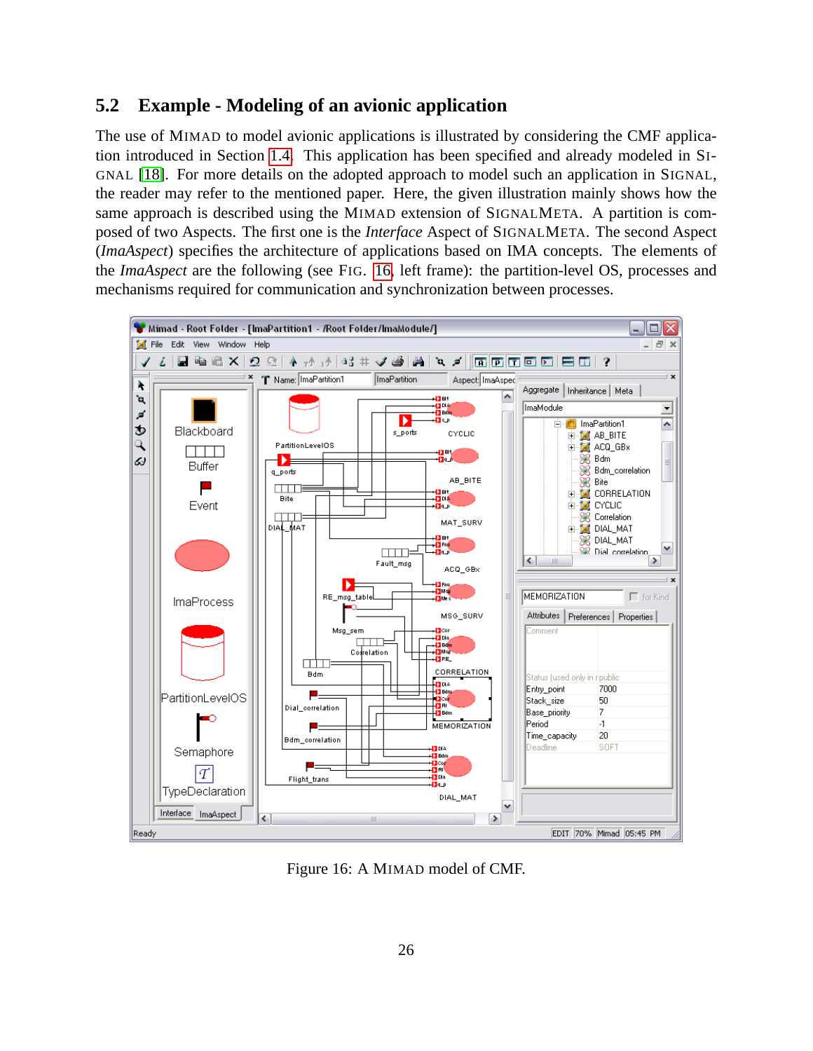## 5.2 Example - Modeling of an avionic application

The use of MIMAD to model avionic applications is illustrated by considering the CMF application introduced in Section 1.4. This application has been specified and already modeled in SIGNAL [18]. For more details on the adopted approach to model such an application in SIGNAL, the reader may refer to the mentioned paper. Here, the given illustration mainly shows how the same approach is described using the MIMAD extension of SIGNALMETA. A partition is composed of two Aspects. The first one is the *Interface* Aspect of SIGNALMETA. The second Aspect (*ImaAspect*) specifies the architecture of applications based on IMA concepts. The elements of the *ImaAspect* are the following (see FIG. 16, left frame): the partition-level OS, processes and mechanisms required for communication and synchronization between processes.

Figure 16: A MIMAD model of CMF.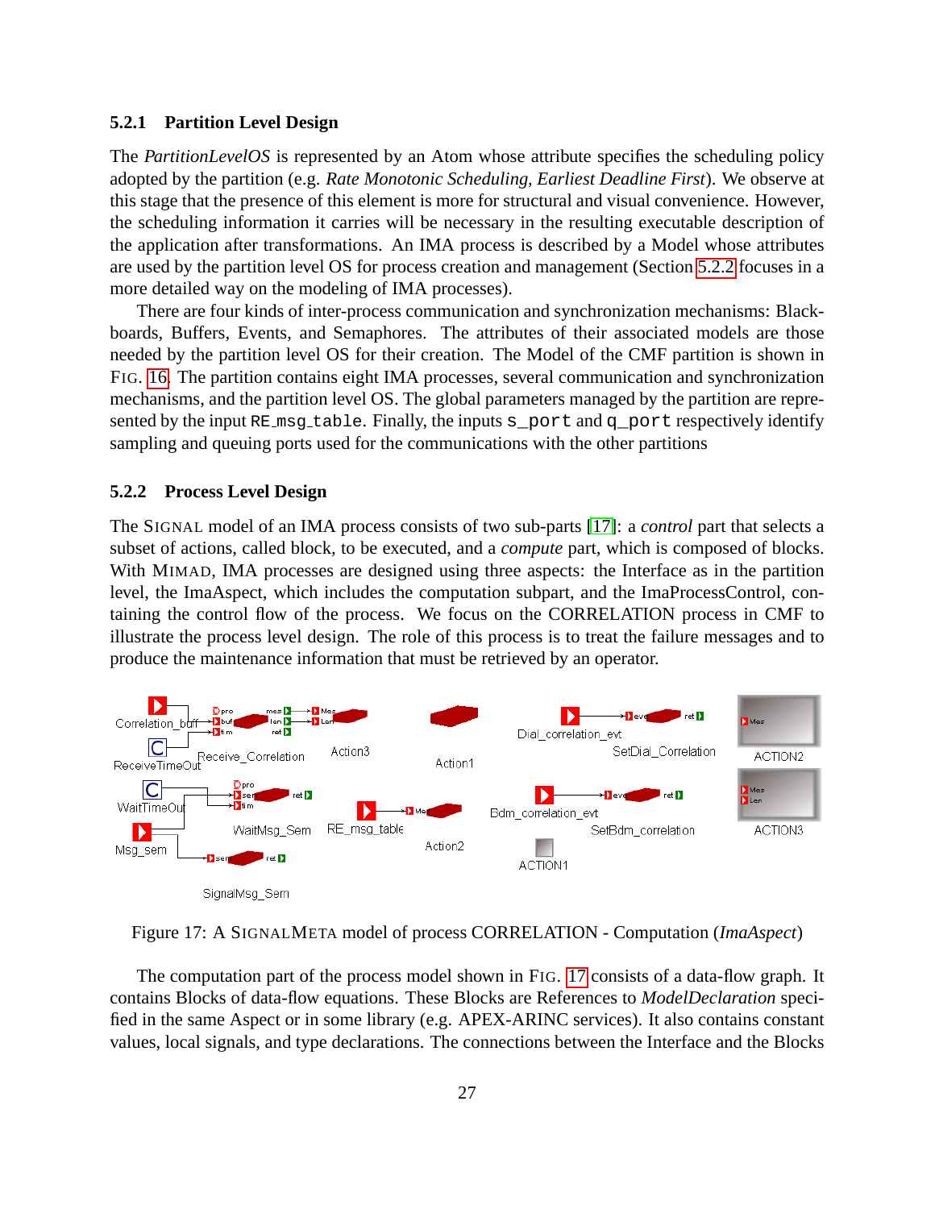### 5.2.1 Partition Level Design

The *PartitionLevelOS* is represented by an Atom whose attribute specifies the scheduling policy adopted by the partition (e.g. *Rate Monotonic Scheduling, Earliest Deadline First*). We observe at this stage that the presence of this element is more for structural and visual convenience. However, the scheduling information it carries will be necessary in the resulting executable description of the application after transformations. An IMA process is described by a Model whose attributes are used by the partition level OS for process creation and management (Section 5.2.2 focuses in a more detailed way on the modeling of IMA processes).

There are four kinds of inter-process communication and synchronization mechanisms: Blackboards, Buffers, Events, and Semaphores. The attributes of their associated models are those needed by the partition level OS for their creation. The Model of the CMF partition is shown in FIG. 16. The partition contains eight IMA processes, several communication and synchronization mechanisms, and the partition level OS. The global parameters managed by the partition are represented by the input `RE_msg_table`. Finally, the inputs `s_port` and `q_port` respectively identify sampling and queuing ports used for the communications with the other partitions

### 5.2.2 Process Level Design

The SIGNAL model of an IMA process consists of two sub-parts [17]: a *control* part that selects a subset of actions, called block, to be executed, and a *compute* part, which is composed of blocks. With MIMAD, IMA processes are designed using three aspects: the Interface as in the partition level, the ImaAspect, which includes the computation subpart, and the ImaProcessControl, containing the control flow of the process. We focus on the CORRELATION process in CMF to illustrate the process level design. The role of this process is to treat the failure messages and to produce the maintenance information that must be retrieved by an operator.

Figure 17: A SIGNALMETA model of process CORRELATION - Computation (*ImaAspect*)

The computation part of the process model shown in FIG. 17 consists of a data-flow graph. It contains Blocks of data-flow equations. These Blocks are References to *ModelDeclaration* specified in the same Aspect or in some library (e.g. APEX-ARINC services). It also contains constant values, local signals, and type declarations. The connections between the Interface and the Blocks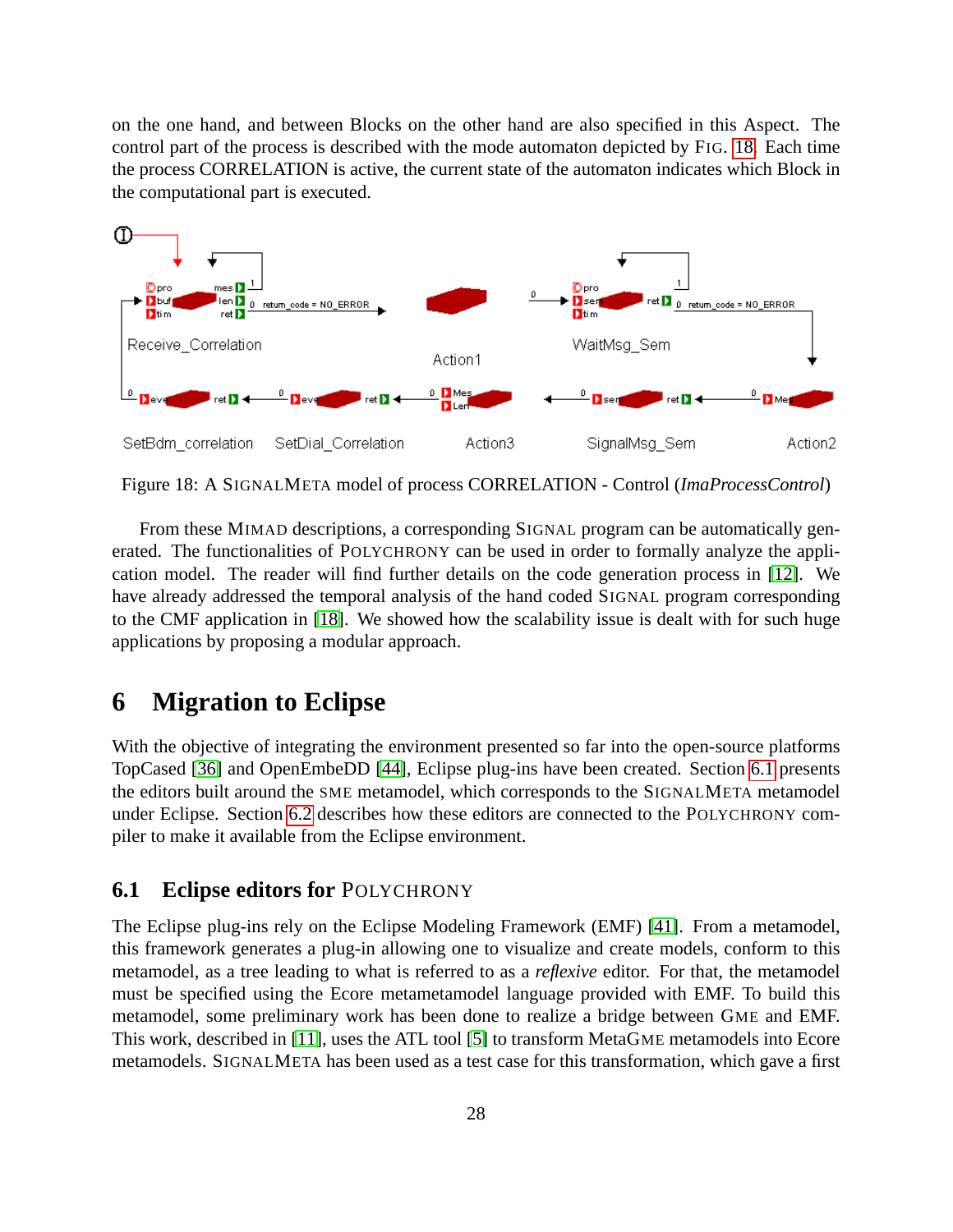on the one hand, and between Blocks on the other hand are also specified in this Aspect. The control part of the process is described with the mode automaton depicted by FIG. 18. Each time the process CORRELATION is active, the current state of the automaton indicates which Block in the computational part is executed.

Figure 18: A SIGNALMETA model of process CORRELATION - Control (*ImaProcessControl*)

From these MIMAD descriptions, a corresponding SIGNAL program can be automatically generated. The functionalities of POLYCHRONY can be used in order to formally analyze the application model. The reader will find further details on the code generation process in [12]. We have already addressed the temporal analysis of the hand coded SIGNAL program corresponding to the CMF application in [18]. We showed how the scalability issue is dealt with for such huge applications by proposing a modular approach.

# 6 Migration to Eclipse

With the objective of integrating the environment presented so far into the open-source platforms TopCased [36] and OpenEmbeDD [44], Eclipse plug-ins have been created. Section 6.1 presents the editors built around the SME metamodel, which corresponds to the SIGNALMETA metamodel under Eclipse. Section 6.2 describes how these editors are connected to the POLYCHRONY compiler to make it available from the Eclipse environment.

## 6.1 Eclipse editors for POLYCHRONY

The Eclipse plug-ins rely on the Eclipse Modeling Framework (EMF) [41]. From a metamodel, this framework generates a plug-in allowing one to visualize and create models, conform to this metamodel, as a tree leading to what is referred to as a *reflexive* editor. For that, the metamodel must be specified using the Ecore metametamodel language provided with EMF. To build this metamodel, some preliminary work has been done to realize a bridge between GME and EMF. This work, described in [11], uses the ATL tool [5] to transform MetaGME metamodels into Ecore metamodels. SIGNALMETA has been used as a test case for this transformation, which gave a first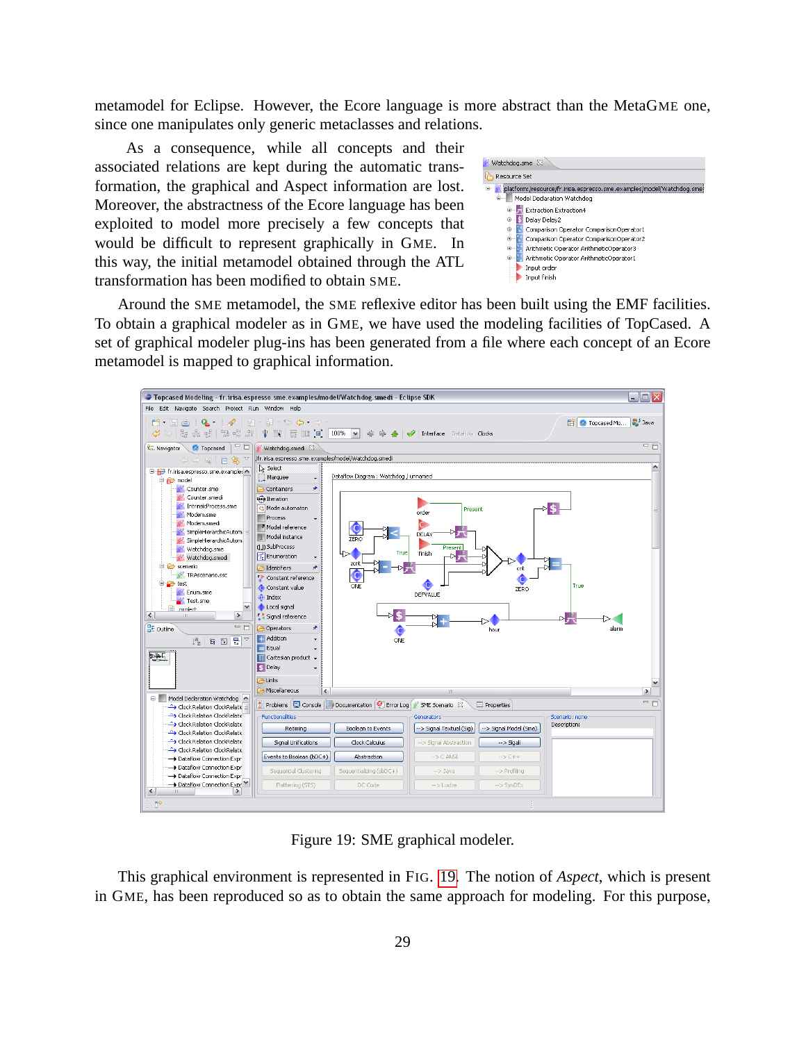metamodel for Eclipse. However, the Ecore language is more abstract than the MetaGME one, since one manipulates only generic metaclasses and relations.

As a consequence, while all concepts and their associated relations are kept during the automatic transformation, the graphical and Aspect information are lost. Moreover, the abstractness of the Ecore language has been exploited to model more precisely a few concepts that would be difficult to represent graphically in GME. In this way, the initial metamodel obtained through the ATL transformation has been modified to obtain SME.

Around the SME metamodel, the SME reflexive editor has been built using the EMF facilities. To obtain a graphical modeler as in GME, we have used the modeling facilities of TopCased. A set of graphical modeler plug-ins has been generated from a file where each concept of an Ecore metamodel is mapped to graphical information.

Figure 19: SME graphical modeler.

This graphical environment is represented in FIG. 19. The notion of *Aspect*, which is present in GME, has been reproduced so as to obtain the same approach for modeling. For this purpose,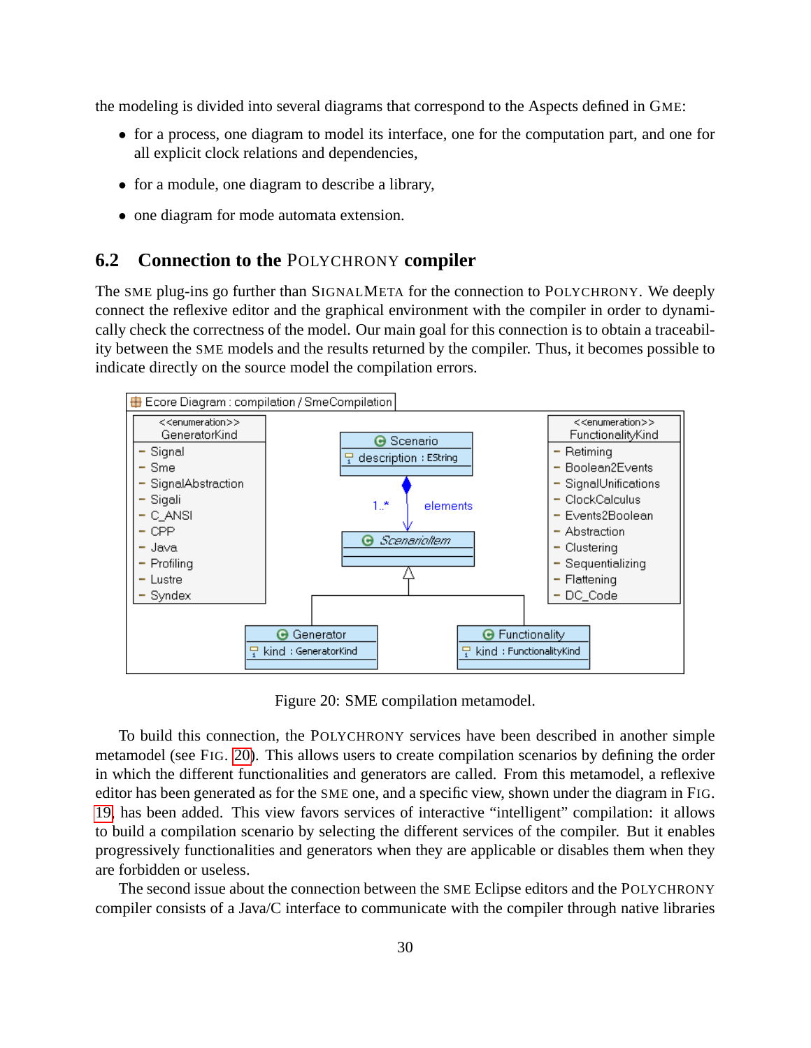the modeling is divided into several diagrams that correspond to the Aspects defined in GME:

- for a process, one diagram to model its interface, one for the computation part, and one for all explicit clock relations and dependencies,
- for a module, one diagram to describe a library,
- one diagram for mode automata extension.

## 6.2 Connection to the POLYCHRONY compiler

The SME plug-ins go further than SIGNALMETA for the connection to POLYCHRONY. We deeply connect the reflexive editor and the graphical environment with the compiler in order to dynamically check the correctness of the model. Our main goal for this connection is to obtain a traceability between the SME models and the results returned by the compiler. Thus, it becomes possible to indicate directly on the source model the compilation errors.

Figure 20: SME compilation metamodel.

To build this connection, the POLYCHRONY services have been described in another simple metamodel (see FIG. 20). This allows users to create compilation scenarios by defining the order in which the different functionalities and generators are called. From this metamodel, a reflexive editor has been generated as for the SME one, and a specific view, shown under the diagram in FIG. 19, has been added. This view favors services of interactive "intelligent" compilation: it allows to build a compilation scenario by selecting the different services of the compiler. But it enables progressively functionalities and generators when they are applicable or disables them when they are forbidden or useless.

The second issue about the connection between the SME Eclipse editors and the POLYCHRONY compiler consists of a Java/C interface to communicate with the compiler through native libraries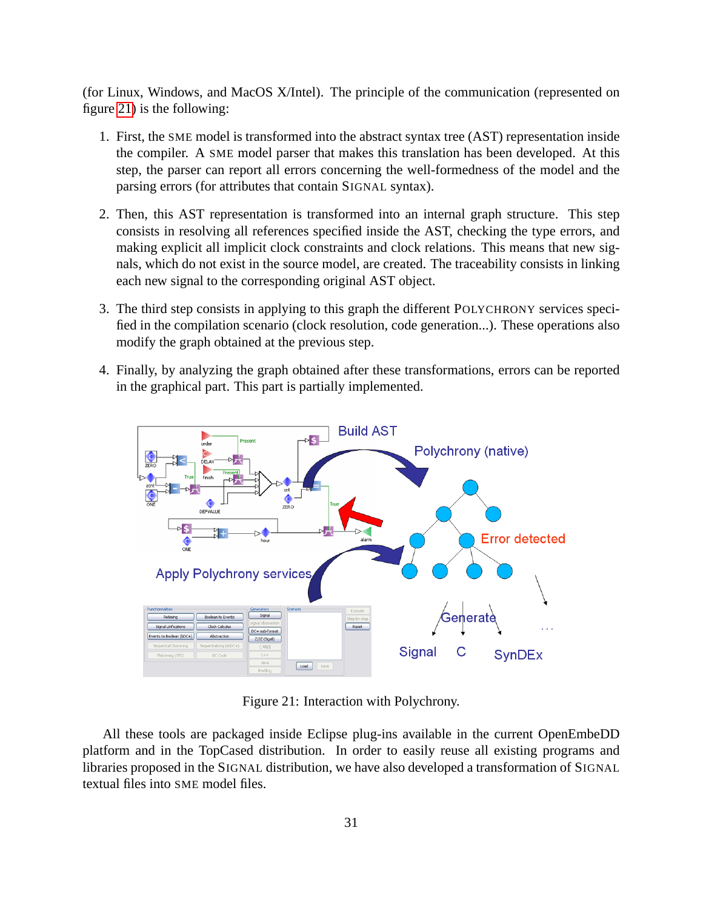(for Linux, Windows, and MacOS X/Intel). The principle of the communication (represented on figure 21) is the following:

1. First, the SME model is transformed into the abstract syntax tree (AST) representation inside the compiler. A SME model parser that makes this translation has been developed. At this step, the parser can report all errors concerning the well-formedness of the model and the parsing errors (for attributes that contain SIGNAL syntax).

2. Then, this AST representation is transformed into an internal graph structure. This step consists in resolving all references specified inside the AST, checking the type errors, and making explicit all implicit clock constraints and clock relations. This means that new signals, which do not exist in the source model, are created. The traceability consists in linking each new signal to the corresponding original AST object.

3. The third step consists in applying to this graph the different POLYCHRONY services specified in the compilation scenario (clock resolution, code generation...). These operations also modify the graph obtained at the previous step.

4. Finally, by analyzing the graph obtained after these transformations, errors can be reported in the graphical part. This part is partially implemented.

Figure 21: Interaction with Polychrony.

All these tools are packaged inside Eclipse plug-ins available in the current OpenEmbeDD platform and in the TopCased distribution. In order to easily reuse all existing programs and libraries proposed in the SIGNAL distribution, we have also developed a transformation of SIGNAL textual files into SME model files.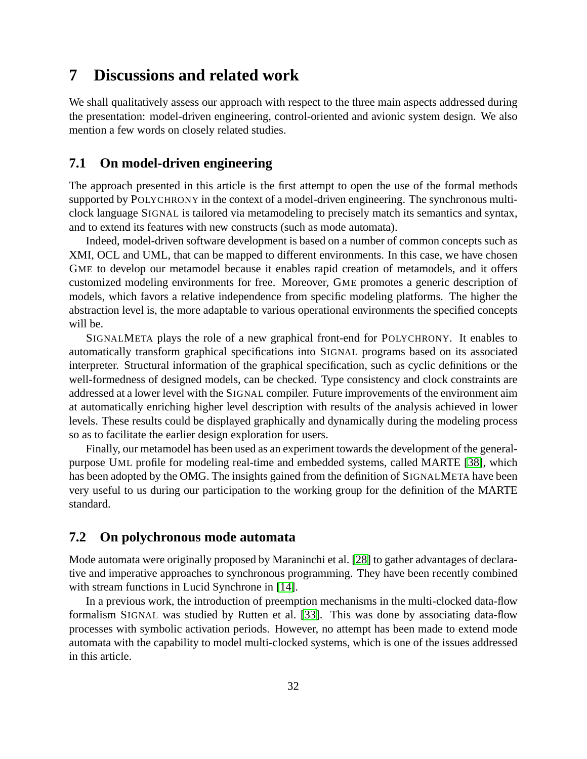# 7 Discussions and related work

We shall qualitatively assess our approach with respect to the three main aspects addressed during the presentation: model-driven engineering, control-oriented and avionic system design. We also mention a few words on closely related studies.

## 7.1 On model-driven engineering

The approach presented in this article is the first attempt to open the use of the formal methods supported by POLYCHRONY in the context of a model-driven engineering. The synchronous multi-clock language SIGNAL is tailored via metamodeling to precisely match its semantics and syntax, and to extend its features with new constructs (such as mode automata).

Indeed, model-driven software development is based on a number of common concepts such as XMI, OCL and UML, that can be mapped to different environments. In this case, we have chosen GME to develop our metamodel because it enables rapid creation of metamodels, and it offers customized modeling environments for free. Moreover, GME promotes a generic description of models, which favors a relative independence from specific modeling platforms. The higher the abstraction level is, the more adaptable to various operational environments the specified concepts will be.

SIGNALMETA plays the role of a new graphical front-end for POLYCHRONY. It enables to automatically transform graphical specifications into SIGNAL programs based on its associated interpreter. Structural information of the graphical specification, such as cyclic definitions or the well-formedness of designed models, can be checked. Type consistency and clock constraints are addressed at a lower level with the SIGNAL compiler. Future improvements of the environment aim at automatically enriching higher level description with results of the analysis achieved in lower levels. These results could be displayed graphically and dynamically during the modeling process so as to facilitate the earlier design exploration for users.

Finally, our metamodel has been used as an experiment towards the development of the general-purpose UML profile for modeling real-time and embedded systems, called MARTE [38], which has been adopted by the OMG. The insights gained from the definition of SIGNALMETA have been very useful to us during our participation to the working group for the definition of the MARTE standard.

## 7.2 On polychronous mode automata

Mode automata were originally proposed by Maraninchi et al. [28] to gather advantages of declarative and imperative approaches to synchronous programming. They have been recently combined with stream functions in Lucid Synchrone in [14].

In a previous work, the introduction of preemption mechanisms in the multi-clocked data-flow formalism SIGNAL was studied by Rutten et al. [33]. This was done by associating data-flow processes with symbolic activation periods. However, no attempt has been made to extend mode automata with the capability to model multi-clocked systems, which is one of the issues addressed in this article.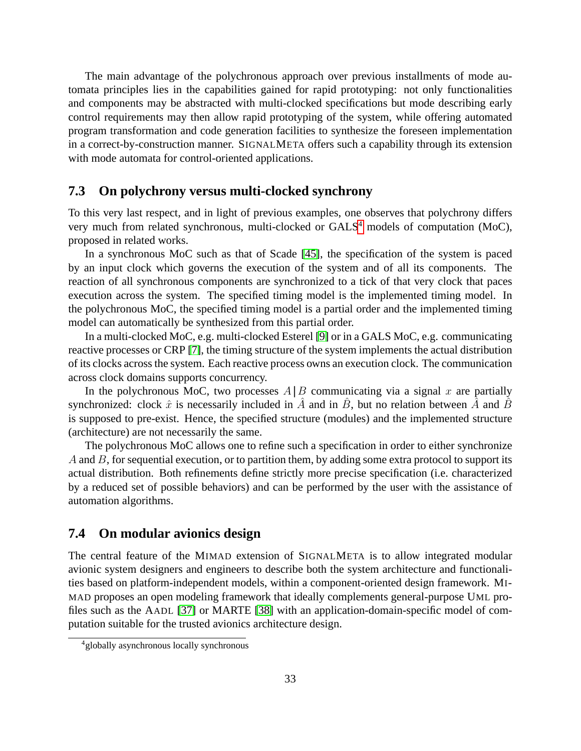The main advantage of the polychronous approach over previous installments of mode automata principles lies in the capabilities gained for rapid prototyping: not only functionalities and components may be abstracted with multi-clocked specifications but mode describing early control requirements may then allow rapid prototyping of the system, while offering automated program transformation and code generation facilities to synthesize the foreseen implementation in a correct-by-construction manner. SIGNALMETA offers such a capability through its extension with mode automata for control-oriented applications.

## 7.3 On polychrony versus multi-clocked synchrony

To this very last respect, and in light of previous examples, one observes that polychrony differs very much from related synchronous, multi-clocked or GALS[4] models of computation (MoC), proposed in related works.

In a synchronous MoC such as that of Scade [45], the specification of the system is paced by an input clock which governs the execution of the system and of all its components. The reaction of all synchronous components are synchronized to a tick of that very clock that paces execution across the system. The specified timing model is the implemented timing model. In the polychronous MoC, the specified timing model is a partial order and the implemented timing model can automatically be synthesized from this partial order.

In a multi-clocked MoC, e.g. multi-clocked Esterel [9] or in a GALS MoC, e.g. communicating reactive processes or CRP [7], the timing structure of the system implements the actual distribution of its clocks across the system. Each reactive process owns an execution clock. The communication across clock domains supports concurrency.

In the polychronous MoC, two processes $A \,|\, B$ communicating via a signal $x$ are partially synchronized: clock $\hat{x}$ is necessarily included in $\hat{A}$ and in $\hat{B}$, but no relation between $\hat{A}$ and $\hat{B}$ is supposed to pre-exist. Hence, the specified structure (modules) and the implemented structure (architecture) are not necessarily the same.

The polychronous MoC allows one to refine such a specification in order to either synchronize $A$ and $B$, for sequential execution, or to partition them, by adding some extra protocol to support its actual distribution. Both refinements define strictly more precise specification (i.e. characterized by a reduced set of possible behaviors) and can be performed by the user with the assistance of automation algorithms.

## 7.4 On modular avionics design

The central feature of the MIMAD extension of SIGNALMETA is to allow integrated modular avionic system designers and engineers to describe both the system architecture and functionalities based on platform-independent models, within a component-oriented design framework. MIMAD proposes an open modeling framework that ideally complements general-purpose UML profiles such as the AADL [37] or MARTE [38] with an application-domain-specific model of computation suitable for the trusted avionics architecture design.

[4] globally asynchronous locally synchronous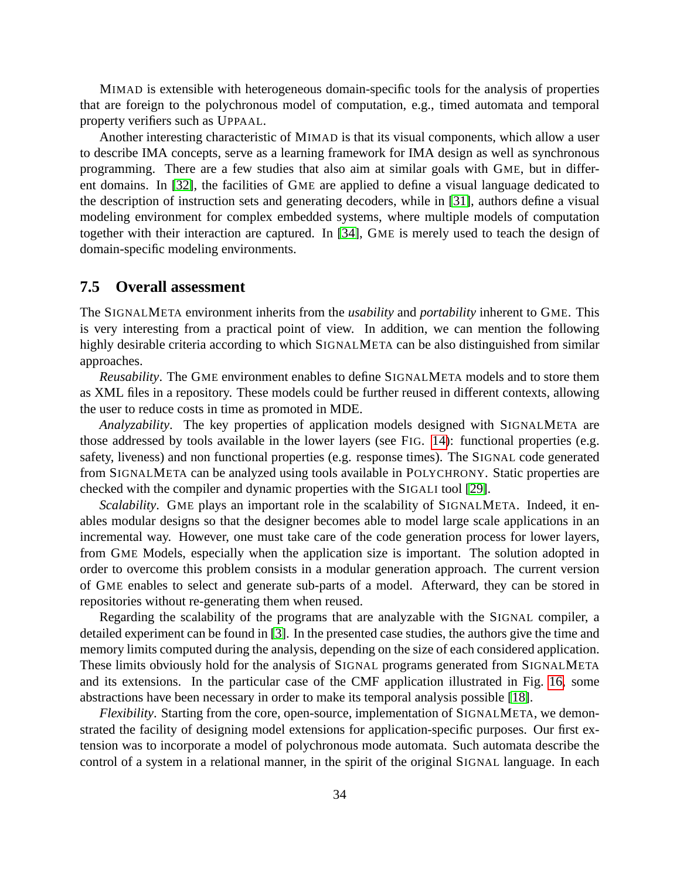MIMAD is extensible with heterogeneous domain-specific tools for the analysis of properties that are foreign to the polychronous model of computation, e.g., timed automata and temporal property verifiers such as UPPAAL.

Another interesting characteristic of MIMAD is that its visual components, which allow a user to describe IMA concepts, serve as a learning framework for IMA design as well as synchronous programming. There are a few studies that also aim at similar goals with GME, but in different domains. In [32], the facilities of GME are applied to define a visual language dedicated to the description of instruction sets and generating decoders, while in [31], authors define a visual modeling environment for complex embedded systems, where multiple models of computation together with their interaction are captured. In [34], GME is merely used to teach the design of domain-specific modeling environments.

### 7.5 Overall assessment

The SIGNALMETA environment inherits from the *usability* and *portability* inherent to GME. This is very interesting from a practical point of view. In addition, we can mention the following highly desirable criteria according to which SIGNALMETA can be also distinguished from similar approaches.

*Reusability*. The GME environment enables to define SIGNALMETA models and to store them as XML files in a repository. These models could be further reused in different contexts, allowing the user to reduce costs in time as promoted in MDE.

*Analyzability*. The key properties of application models designed with SIGNALMETA are those addressed by tools available in the lower layers (see FIG. 14): functional properties (e.g. safety, liveness) and non functional properties (e.g. response times). The SIGNAL code generated from SIGNALMETA can be analyzed using tools available in POLYCHRONY. Static properties are checked with the compiler and dynamic properties with the SIGALI tool [29].

*Scalability*. GME plays an important role in the scalability of SIGNALMETA. Indeed, it enables modular designs so that the designer becomes able to model large scale applications in an incremental way. However, one must take care of the code generation process for lower layers, from GME Models, especially when the application size is important. The solution adopted in order to overcome this problem consists in a modular generation approach. The current version of GME enables to select and generate sub-parts of a model. Afterward, they can be stored in repositories without re-generating them when reused.

Regarding the scalability of the programs that are analyzable with the SIGNAL compiler, a detailed experiment can be found in [3]. In the presented case studies, the authors give the time and memory limits computed during the analysis, depending on the size of each considered application. These limits obviously hold for the analysis of SIGNAL programs generated from SIGNALMETA and its extensions. In the particular case of the CMF application illustrated in Fig. 16, some abstractions have been necessary in order to make its temporal analysis possible [18].

*Flexibility*. Starting from the core, open-source, implementation of SIGNALMETA, we demonstrated the facility of designing model extensions for application-specific purposes. Our first extension was to incorporate a model of polychronous mode automata. Such automata describe the control of a system in a relational manner, in the spirit of the original SIGNAL language. In each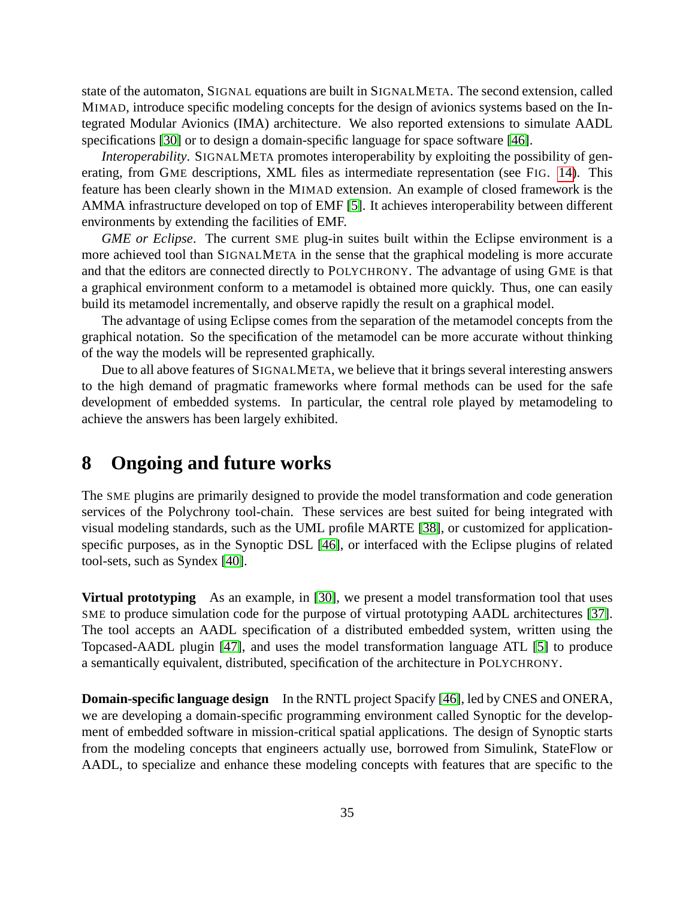state of the automaton, SIGNAL equations are built in SIGNALMETA. The second extension, called MIMAD, introduce specific modeling concepts for the design of avionics systems based on the Integrated Modular Avionics (IMA) architecture. We also reported extensions to simulate AADL specifications [30] or to design a domain-specific language for space software [46].

*Interoperability*. SIGNALMETA promotes interoperability by exploiting the possibility of generating, from GME descriptions, XML files as intermediate representation (see FIG. 14). This feature has been clearly shown in the MIMAD extension. An example of closed framework is the AMMA infrastructure developed on top of EMF [5]. It achieves interoperability between different environments by extending the facilities of EMF.

*GME or Eclipse*. The current SME plug-in suites built within the Eclipse environment is a more achieved tool than SIGNALMETA in the sense that the graphical modeling is more accurate and that the editors are connected directly to POLYCHRONY. The advantage of using GME is that a graphical environment conform to a metamodel is obtained more quickly. Thus, one can easily build its metamodel incrementally, and observe rapidly the result on a graphical model.

The advantage of using Eclipse comes from the separation of the metamodel concepts from the graphical notation. So the specification of the metamodel can be more accurate without thinking of the way the models will be represented graphically.

Due to all above features of SIGNALMETA, we believe that it brings several interesting answers to the high demand of pragmatic frameworks where formal methods can be used for the safe development of embedded systems. In particular, the central role played by metamodeling to achieve the answers has been largely exhibited.

# 8 Ongoing and future works

The SME plugins are primarily designed to provide the model transformation and code generation services of the Polychrony tool-chain. These services are best suited for being integrated with visual modeling standards, such as the UML profile MARTE [38], or customized for application-specific purposes, as in the Synoptic DSL [46], or interfaced with the Eclipse plugins of related tool-sets, such as Syndex [40].

**Virtual prototyping** As an example, in [30], we present a model transformation tool that uses SME to produce simulation code for the purpose of virtual prototyping AADL architectures [37]. The tool accepts an AADL specification of a distributed embedded system, written using the Topcased-AADL plugin [47], and uses the model transformation language ATL [5] to produce a semantically equivalent, distributed, specification of the architecture in POLYCHRONY.

**Domain-specific language design** In the RNTL project Spacify [46], led by CNES and ONERA, we are developing a domain-specific programming environment called Synoptic for the development of embedded software in mission-critical spatial applications. The design of Synoptic starts from the modeling concepts that engineers actually use, borrowed from Simulink, StateFlow or AADL, to specialize and enhance these modeling concepts with features that are specific to the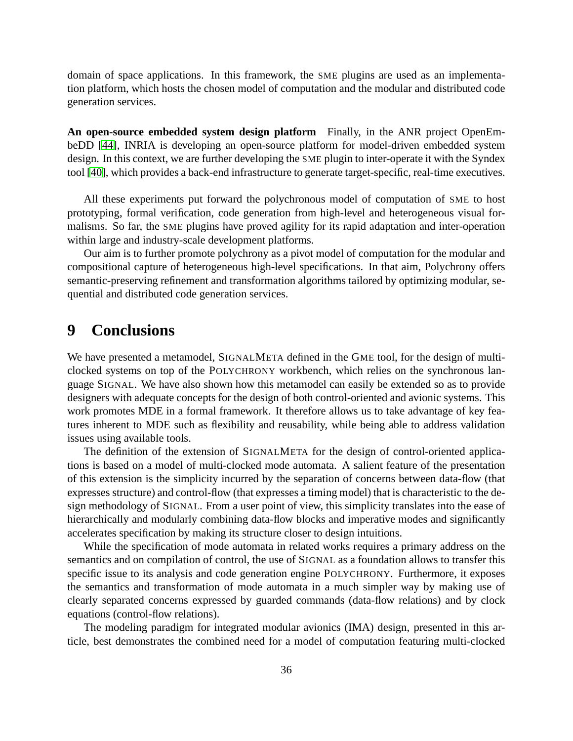domain of space applications. In this framework, the SME plugins are used as an implementation platform, which hosts the chosen model of computation and the modular and distributed code generation services.

**An open-source embedded system design platform** Finally, in the ANR project OpenEmbeDD [44], INRIA is developing an open-source platform for model-driven embedded system design. In this context, we are further developing the SME plugin to inter-operate it with the Syndex tool [40], which provides a back-end infrastructure to generate target-specific, real-time executives.

All these experiments put forward the polychronous model of computation of SME to host prototyping, formal verification, code generation from high-level and heterogeneous visual formalisms. So far, the SME plugins have proved agility for its rapid adaptation and inter-operation within large and industry-scale development platforms.

Our aim is to further promote polychrony as a pivot model of computation for the modular and compositional capture of heterogeneous high-level specifications. In that aim, Polychrony offers semantic-preserving refinement and transformation algorithms tailored by optimizing modular, sequential and distributed code generation services.

# 9 Conclusions

We have presented a metamodel, SIGNALMETA defined in the GME tool, for the design of multi-clocked systems on top of the POLYCHRONY workbench, which relies on the synchronous language SIGNAL. We have also shown how this metamodel can easily be extended so as to provide designers with adequate concepts for the design of both control-oriented and avionic systems. This work promotes MDE in a formal framework. It therefore allows us to take advantage of key features inherent to MDE such as flexibility and reusability, while being able to address validation issues using available tools.

The definition of the extension of SIGNALMETA for the design of control-oriented applications is based on a model of multi-clocked mode automata. A salient feature of the presentation of this extension is the simplicity incurred by the separation of concerns between data-flow (that expresses structure) and control-flow (that expresses a timing model) that is characteristic to the design methodology of SIGNAL. From a user point of view, this simplicity translates into the ease of hierarchically and modularly combining data-flow blocks and imperative modes and significantly accelerates specification by making its structure closer to design intuitions.

While the specification of mode automata in related works requires a primary address on the semantics and on compilation of control, the use of SIGNAL as a foundation allows to transfer this specific issue to its analysis and code generation engine POLYCHRONY. Furthermore, it exposes the semantics and transformation of mode automata in a much simpler way by making use of clearly separated concerns expressed by guarded commands (data-flow relations) and by clock equations (control-flow relations).

The modeling paradigm for integrated modular avionics (IMA) design, presented in this article, best demonstrates the combined need for a model of computation featuring multi-clocked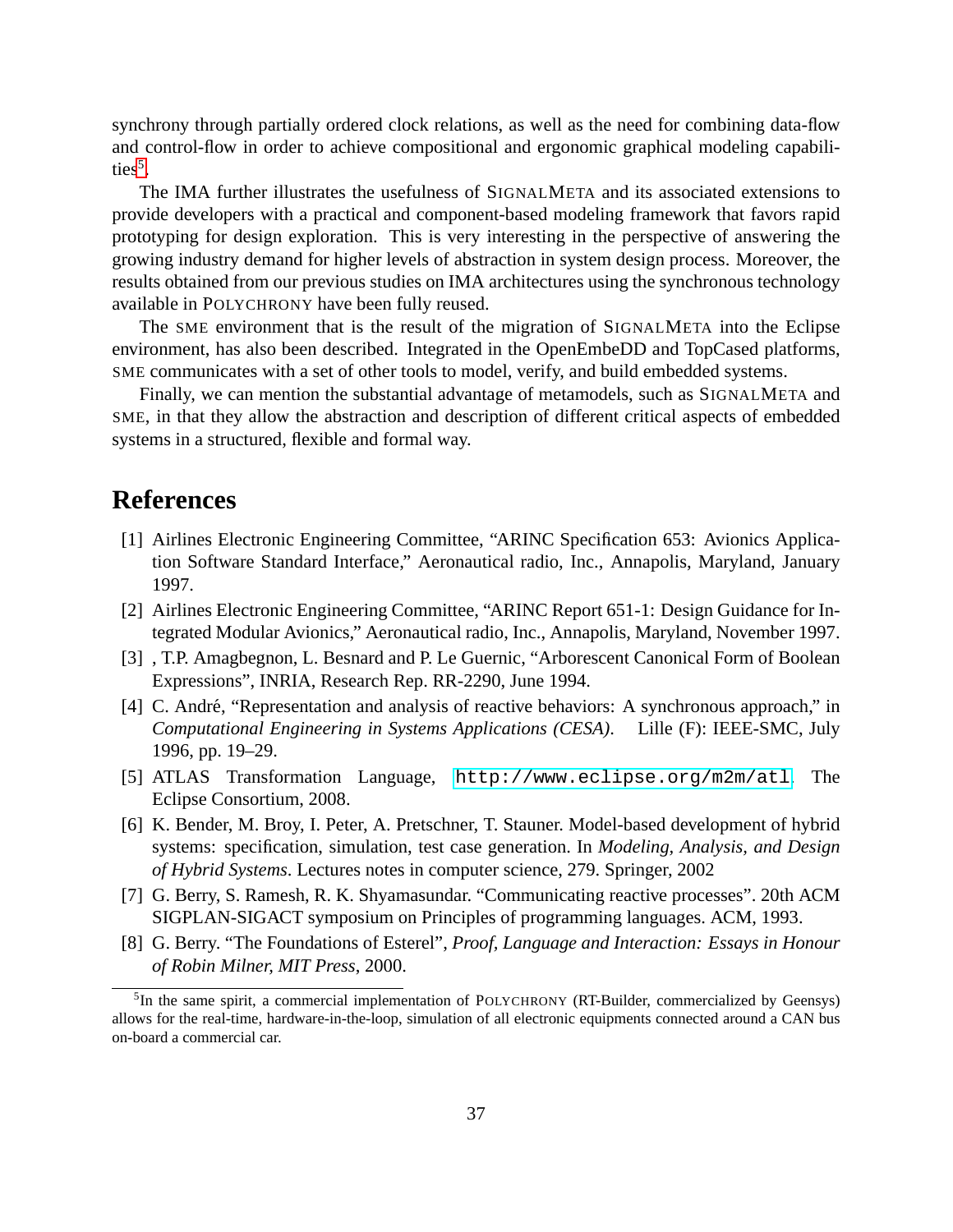synchrony through partially ordered clock relations, as well as the need for combining data-flow and control-flow in order to achieve compositional and ergonomic graphical modeling capabilities[5].

The IMA further illustrates the usefulness of SIGNALMETA and its associated extensions to provide developers with a practical and component-based modeling framework that favors rapid prototyping for design exploration. This is very interesting in the perspective of answering the growing industry demand for higher levels of abstraction in system design process. Moreover, the results obtained from our previous studies on IMA architectures using the synchronous technology available in POLYCHRONY have been fully reused.

The SME environment that is the result of the migration of SIGNALMETA into the Eclipse environment, has also been described. Integrated in the OpenEmbeDD and TopCased platforms, SME communicates with a set of other tools to model, verify, and build embedded systems.

Finally, we can mention the substantial advantage of metamodels, such as SIGNALMETA and SME, in that they allow the abstraction and description of different critical aspects of embedded systems in a structured, flexible and formal way.

# References

[1] Airlines Electronic Engineering Committee, "ARINC Specification 653: Avionics Application Software Standard Interface," Aeronautical radio, Inc., Annapolis, Maryland, January 1997.

[2] Airlines Electronic Engineering Committee, "ARINC Report 651-1: Design Guidance for Integrated Modular Avionics," Aeronautical radio, Inc., Annapolis, Maryland, November 1997.

[3] , T.P. Amagbegnon, L. Besnard and P. Le Guernic, "Arborescent Canonical Form of Boolean Expressions", INRIA, Research Rep. RR-2290, June 1994.

[4] C. André, "Representation and analysis of reactive behaviors: A synchronous approach," in *Computational Engineering in Systems Applications (CESA)*. Lille (F): IEEE-SMC, July 1996, pp. 19–29.

[5] ATLAS Transformation Language, `http://www.eclipse.org/m2m/atl`. The Eclipse Consortium, 2008.

[6] K. Bender, M. Broy, I. Peter, A. Pretschner, T. Stauner. Model-based development of hybrid systems: specification, simulation, test case generation. In *Modeling, Analysis, and Design of Hybrid Systems*. Lectures notes in computer science, 279. Springer, 2002

[7] G. Berry, S. Ramesh, R. K. Shyamasundar. "Communicating reactive processes". 20th ACM SIGPLAN-SIGACT symposium on Principles of programming languages. ACM, 1993.

[8] G. Berry. "The Foundations of Esterel", *Proof, Language and Interaction: Essays in Honour of Robin Milner, MIT Press*, 2000.

---

[5] In the same spirit, a commercial implementation of POLYCHRONY (RT-Builder, commercialized by Geensys) allows for the real-time, hardware-in-the-loop, simulation of all electronic equipments connected around a CAN bus on-board a commercial car.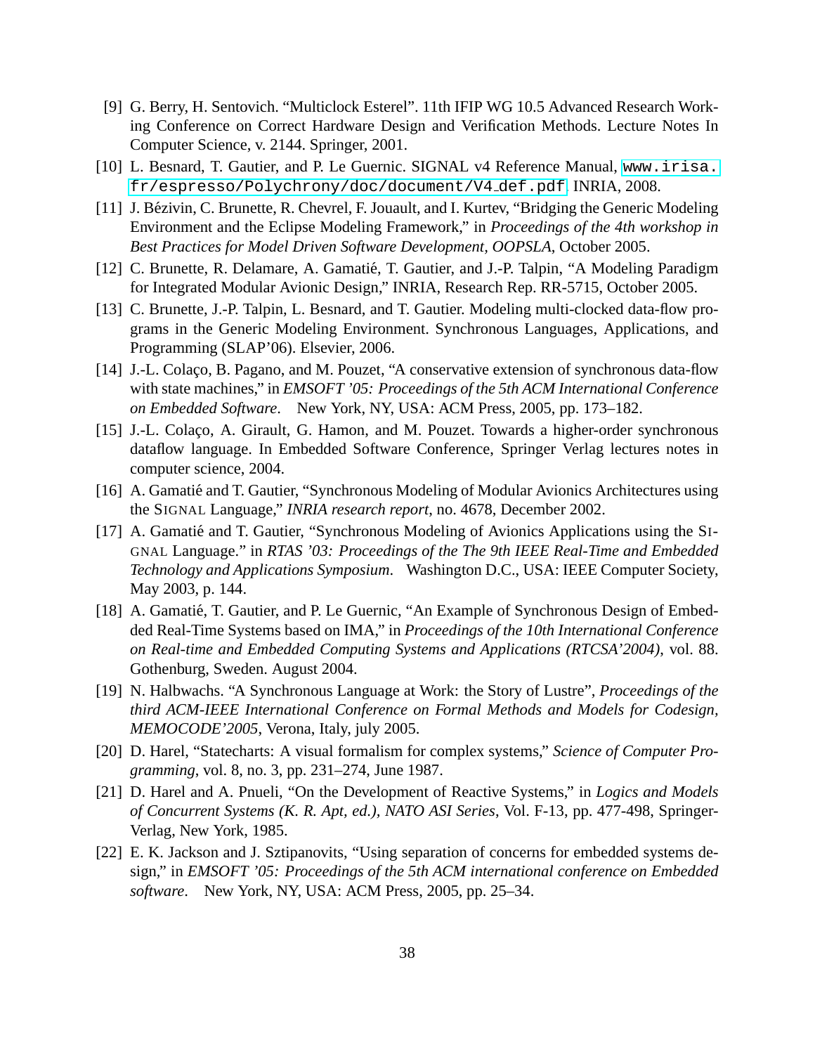[9] G. Berry, H. Sentovich. "Multiclock Esterel". 11th IFIP WG 10.5 Advanced Research Working Conference on Correct Hardware Design and Verification Methods. Lecture Notes In Computer Science, v. 2144. Springer, 2001.

[10] L. Besnard, T. Gautier, and P. Le Guernic. SIGNAL v4 Reference Manual, `www.irisa.fr/espresso/Polychrony/doc/document/V4_def.pdf`. INRIA, 2008.

[11] J. Bézivin, C. Brunette, R. Chevrel, F. Jouault, and I. Kurtev, "Bridging the Generic Modeling Environment and the Eclipse Modeling Framework," in *Proceedings of the 4th workshop in Best Practices for Model Driven Software Development, OOPSLA*, October 2005.

[12] C. Brunette, R. Delamare, A. Gamatié, T. Gautier, and J.-P. Talpin, "A Modeling Paradigm for Integrated Modular Avionic Design," INRIA, Research Rep. RR-5715, October 2005.

[13] C. Brunette, J.-P. Talpin, L. Besnard, and T. Gautier. Modeling multi-clocked data-flow programs in the Generic Modeling Environment. Synchronous Languages, Applications, and Programming (SLAP'06). Elsevier, 2006.

[14] J.-L. Colaço, B. Pagano, and M. Pouzet, "A conservative extension of synchronous data-flow with state machines," in *EMSOFT '05: Proceedings of the 5th ACM International Conference on Embedded Software*. New York, NY, USA: ACM Press, 2005, pp. 173–182.

[15] J.-L. Colaço, A. Girault, G. Hamon, and M. Pouzet. Towards a higher-order synchronous dataflow language. In Embedded Software Conference, Springer Verlag lectures notes in computer science, 2004.

[16] A. Gamatié and T. Gautier, "Synchronous Modeling of Modular Avionics Architectures using the SIGNAL Language," *INRIA research report*, no. 4678, December 2002.

[17] A. Gamatié and T. Gautier, "Synchronous Modeling of Avionics Applications using the SIGNAL Language." in *RTAS '03: Proceedings of the The 9th IEEE Real-Time and Embedded Technology and Applications Symposium*. Washington D.C., USA: IEEE Computer Society, May 2003, p. 144.

[18] A. Gamatié, T. Gautier, and P. Le Guernic, "An Example of Synchronous Design of Embedded Real-Time Systems based on IMA," in *Proceedings of the 10th International Conference on Real-time and Embedded Computing Systems and Applications (RTCSA'2004)*, vol. 88. Gothenburg, Sweden. August 2004.

[19] N. Halbwachs. "A Synchronous Language at Work: the Story of Lustre", *Proceedings of the third ACM-IEEE International Conference on Formal Methods and Models for Codesign, MEMOCODE'2005*, Verona, Italy, july 2005.

[20] D. Harel, "Statecharts: A visual formalism for complex systems," *Science of Computer Programming*, vol. 8, no. 3, pp. 231–274, June 1987.

[21] D. Harel and A. Pnueli, "On the Development of Reactive Systems," in *Logics and Models of Concurrent Systems (K. R. Apt, ed.), NATO ASI Series*, Vol. F-13, pp. 477-498, Springer-Verlag, New York, 1985.

[22] E. K. Jackson and J. Sztipanovits, "Using separation of concerns for embedded systems design," in *EMSOFT '05: Proceedings of the 5th ACM international conference on Embedded software*. New York, NY, USA: ACM Press, 2005, pp. 25–34.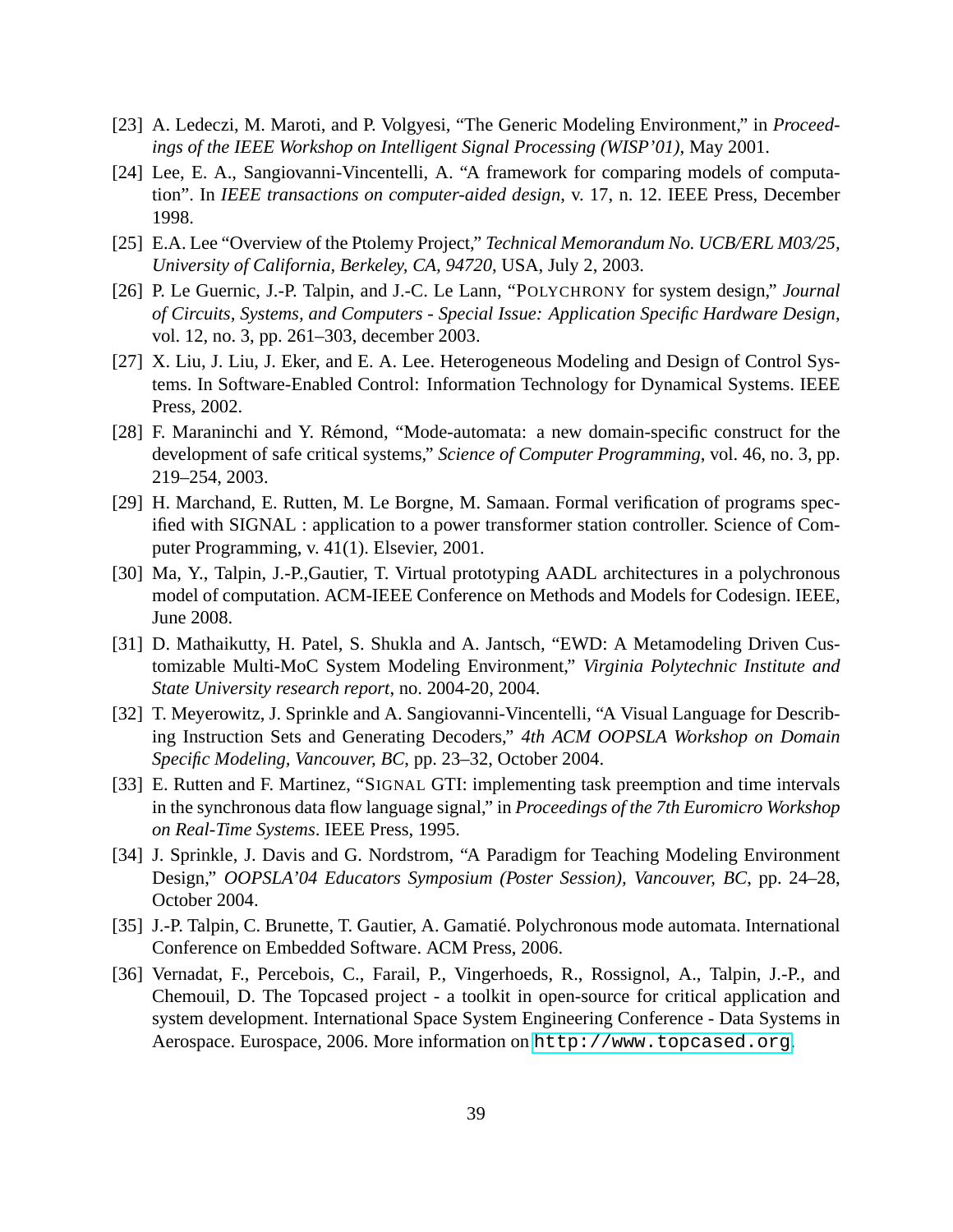[23] A. Ledeczi, M. Maroti, and P. Volgyesi, "The Generic Modeling Environment," in *Proceedings of the IEEE Workshop on Intelligent Signal Processing (WISP'01)*, May 2001.

[24] Lee, E. A., Sangiovanni-Vincentelli, A. "A framework for comparing models of computation". In *IEEE transactions on computer-aided design*, v. 17, n. 12. IEEE Press, December 1998.

[25] E.A. Lee "Overview of the Ptolemy Project," *Technical Memorandum No. UCB/ERL M03/25, University of California, Berkeley, CA, 94720*, USA, July 2, 2003.

[26] P. Le Guernic, J.-P. Talpin, and J.-C. Le Lann, "POLYCHRONY for system design," *Journal of Circuits, Systems, and Computers - Special Issue: Application Specific Hardware Design*, vol. 12, no. 3, pp. 261–303, december 2003.

[27] X. Liu, J. Liu, J. Eker, and E. A. Lee. Heterogeneous Modeling and Design of Control Systems. In Software-Enabled Control: Information Technology for Dynamical Systems. IEEE Press, 2002.

[28] F. Maraninchi and Y. Rémond, "Mode-automata: a new domain-specific construct for the development of safe critical systems," *Science of Computer Programming*, vol. 46, no. 3, pp. 219–254, 2003.

[29] H. Marchand, E. Rutten, M. Le Borgne, M. Samaan. Formal verification of programs specified with SIGNAL : application to a power transformer station controller. Science of Computer Programming, v. 41(1). Elsevier, 2001.

[30] Ma, Y., Talpin, J.-P.,Gautier, T. Virtual prototyping AADL architectures in a polychronous model of computation. ACM-IEEE Conference on Methods and Models for Codesign. IEEE, June 2008.

[31] D. Mathaikutty, H. Patel, S. Shukla and A. Jantsch, "EWD: A Metamodeling Driven Customizable Multi-MoC System Modeling Environment," *Virginia Polytechnic Institute and State University research report*, no. 2004-20, 2004.

[32] T. Meyerowitz, J. Sprinkle and A. Sangiovanni-Vincentelli, "A Visual Language for Describing Instruction Sets and Generating Decoders," *4th ACM OOPSLA Workshop on Domain Specific Modeling, Vancouver, BC*, pp. 23–32, October 2004.

[33] E. Rutten and F. Martinez, "SIGNAL GTI: implementing task preemption and time intervals in the synchronous data flow language signal," in *Proceedings of the 7th Euromicro Workshop on Real-Time Systems*. IEEE Press, 1995.

[34] J. Sprinkle, J. Davis and G. Nordstrom, "A Paradigm for Teaching Modeling Environment Design," *OOPSLA'04 Educators Symposium (Poster Session), Vancouver, BC*, pp. 24–28, October 2004.

[35] J.-P. Talpin, C. Brunette, T. Gautier, A. Gamatié. Polychronous mode automata. International Conference on Embedded Software. ACM Press, 2006.

[36] Vernadat, F., Percebois, C., Farail, P., Vingerhoeds, R., Rossignol, A., Talpin, J.-P., and Chemouil, D. The Topcased project - a toolkit in open-source for critical application and system development. International Space System Engineering Conference - Data Systems in Aerospace. Eurospace, 2006. More information on `http://www.topcased.org`.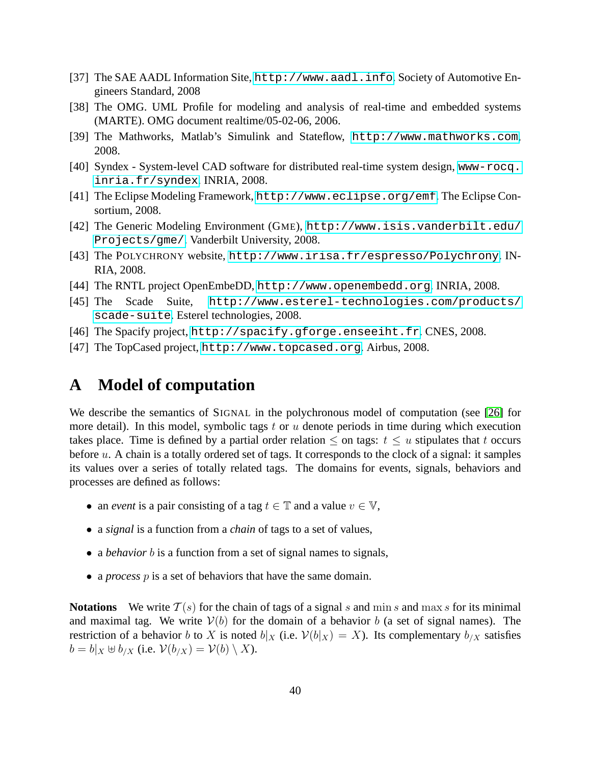[37] The SAE AADL Information Site, http://www.aadl.info. Society of Automotive Engineers Standard, 2008

[38] The OMG. UML Profile for modeling and analysis of real-time and embedded systems (MARTE). OMG document realtime/05-02-06, 2006.

[39] The Mathworks, Matlab's Simulink and Stateflow, http://www.mathworks.com, 2008.

[40] Syndex - System-level CAD software for distributed real-time system design, www-rocq.inria.fr/syndex. INRIA, 2008.

[41] The Eclipse Modeling Framework, http://www.eclipse.org/emf. The Eclipse Consortium, 2008.

[42] The Generic Modeling Environment (GME), http://www.isis.vanderbilt.edu/Projects/gme/. Vanderbilt University, 2008.

[43] The POLYCHRONY website, http://www.irisa.fr/espresso/Polychrony. INRIA, 2008.

[44] The RNTL project OpenEmbeDD, http://www.openembedd.org. INRIA, 2008.

[45] The Scade Suite, http://www.esterel-technologies.com/products/scade-suite. Esterel technologies, 2008.

[46] The Spacify project, http://spacify.gforge.enseeiht.fr. CNES, 2008.

[47] The TopCased project, http://www.topcased.org. Airbus, 2008.

# A Model of computation

We describe the semantics of SIGNAL in the polychronous model of computation (see [26] for more detail). In this model, symbolic tags $t$ or $u$ denote periods in time during which execution takes place. Time is defined by a partial order relation $\leq$ on tags: $t \leq u$ stipulates that $t$ occurs before $u$. A chain is a totally ordered set of tags. It corresponds to the clock of a signal: it samples its values over a series of totally related tags. The domains for events, signals, behaviors and processes are defined as follows:

- an *event* is a pair consisting of a tag $t \in \mathbb{T}$ and a value $v \in \mathbb{V}$,
- a *signal* is a function from a *chain* of tags to a set of values,
- a *behavior* $b$ is a function from a set of signal names to signals,
- a *process* $p$ is a set of behaviors that have the same domain.

**Notations** We write $\mathcal{T}(s)$ for the chain of tags of a signal $s$ and $\min s$ and $\max s$ for its minimal and maximal tag. We write $\mathcal{V}(b)$ for the domain of a behavior $b$ (a set of signal names). The restriction of a behavior $b$ to $X$ is noted $b|_X$ (i.e. $\mathcal{V}(b|_X) = X$). Its complementary $b_{/X}$ satisfies $b = b|_X \uplus b_{/X}$ (i.e. $\mathcal{V}(b_{/X}) = \mathcal{V}(b) \setminus X$).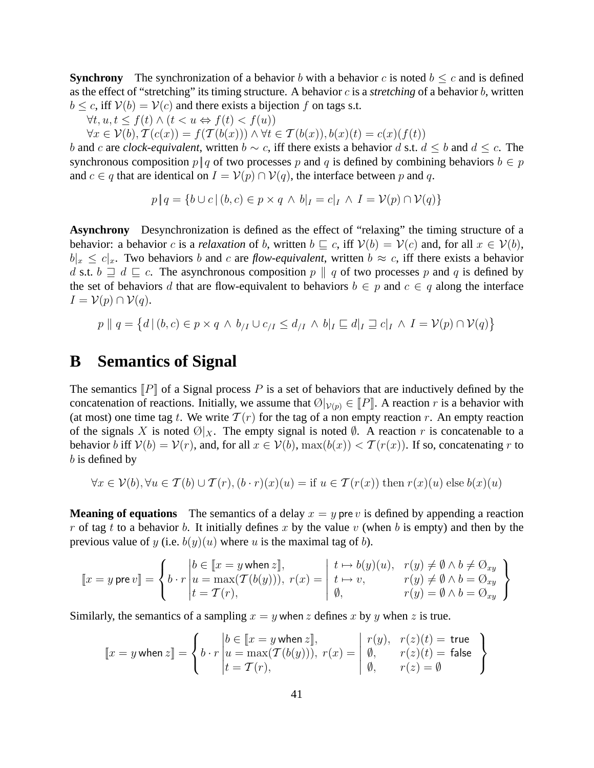**Synchrony** The synchronization of a behavior $b$ with a behavior $c$ is noted $b \leq c$ and is defined as the effect of "stretching" its timing structure. A behavior $c$ is a *stretching* of a behavior $b$, written $b \leq c$, iff $\mathcal{V}(b) = \mathcal{V}(c)$ and there exists a bijection $f$ on tags s.t.

$\forall t, u, t \leq f(t) \wedge (t < u \Leftrightarrow f(t) < f(u))$

$\forall x \in \mathcal{V}(b), \mathcal{T}(c(x)) = f(\mathcal{T}(b(x))) \wedge \forall t \in \mathcal{T}(b(x)), b(x)(t) = c(x)(f(t))$

$b$ and $c$ are *clock-equivalent*, written $b \sim c$, iff there exists a behavior $d$ s.t. $d \leq b$ and $d \leq c$. The synchronous composition $p \,|\, q$ of two processes $p$ and $q$ is defined by combining behaviors $b \in p$ and $c \in q$ that are identical on $I = \mathcal{V}(p) \cap \mathcal{V}(q)$, the interface between $p$ and $q$.

$$p \,|\, q = \{b \cup c \mid (b, c) \in p \times q \wedge b|_I = c|_I \wedge I = \mathcal{V}(p) \cap \mathcal{V}(q)\}$$

**Asynchrony** Desynchronization is defined as the effect of "relaxing" the timing structure of a behavior: a behavior $c$ is a *relaxation* of $b$, written $b \sqsubseteq c$, iff $\mathcal{V}(b) = \mathcal{V}(c)$ and, for all $x \in \mathcal{V}(b)$, $b|_x \leq c|_x$. Two behaviors $b$ and $c$ are *flow-equivalent*, written $b \approx c$, iff there exists a behavior $d$ s.t. $b \sqsupseteq d \sqsubseteq c$. The asynchronous composition $p \parallel q$ of two processes $p$ and $q$ is defined by the set of behaviors $d$ that are flow-equivalent to behaviors $b \in p$ and $c \in q$ along the interface $I = \mathcal{V}(p) \cap \mathcal{V}(q)$.

$$p \parallel q = \left\{d \mid (b, c) \in p \times q \wedge b_{/I} \cup c_{/I} \leq d_{/I} \wedge b|_I \sqsubseteq d|_I \sqsupseteq c|_I \wedge I = \mathcal{V}(p) \cap \mathcal{V}(q)\right\}$$

# B Semantics of Signal

The semantics $[\![P]\!]$ of a Signal process $P$ is a set of behaviors that are inductively defined by the concatenation of reactions. Initially, we assume that $\emptyset|_{\mathcal{V}(p)} \in [\![P]\!]$. A reaction $r$ is a behavior with (at most) one time tag $t$. We write $\mathcal{T}(r)$ for the tag of a non empty reaction $r$. An empty reaction of the signals $X$ is noted $\emptyset|_X$. The empty signal is noted $\emptyset$. A reaction $r$ is concatenable to a behavior $b$ iff $\mathcal{V}(b) = \mathcal{V}(r)$, and, for all $x \in \mathcal{V}(b)$, $\max(b(x)) < \mathcal{T}(r(x))$. If so, concatenating $r$ to $b$ is defined by

$$\forall x \in \mathcal{V}(b), \forall u \in \mathcal{T}(b) \cup \mathcal{T}(r), (b \cdot r)(x)(u) = \text{if } u \in \mathcal{T}(r(x)) \text{ then } r(x)(u) \text{ else } b(x)(u)$$

**Meaning of equations** The semantics of a delay $x = y \,\mathsf{pre}\, v$ is defined by appending a reaction $r$ of tag $t$ to a behavior $b$. It initially defines $x$ by the value $v$ (when $b$ is empty) and then by the previous value of $y$ (i.e. $b(y)(u)$ where $u$ is the maximal tag of $b$).

$$[\![x = y \,\mathsf{pre}\, v]\!] = \left\{ b \cdot r \left| \begin{array}{l} b \in [\![x = y \,\mathsf{when}\, z]\!], \\ u = \max(\mathcal{T}(b(y))),\ r(x) = \\ t = \mathcal{T}(r), \end{array} \right| \begin{array}{ll} t \mapsto b(y)(u), & r(y) \neq \emptyset \wedge b \neq \emptyset_{xy} \\ t \mapsto v, & r(y) \neq \emptyset \wedge b = \emptyset_{xy} \\ \emptyset, & r(y) = \emptyset \wedge b = \emptyset_{xy} \end{array} \right\}$$

Similarly, the semantics of a sampling $x = y \,\mathsf{when}\, z$ defines $x$ by $y$ when $z$ is true.

$$[\![x = y \,\mathsf{when}\, z]\!] = \left\{ b \cdot r \left| \begin{array}{l} b \in [\![x = y \,\mathsf{when}\, z]\!], \\ u = \max(\mathcal{T}(b(y))),\ r(x) = \\ t = \mathcal{T}(r), \end{array} \right| \begin{array}{ll} r(y), & r(z)(t) = \mathsf{true} \\ \emptyset, & r(z)(t) = \mathsf{false} \\ \emptyset, & r(z) = \emptyset \end{array} \right\}$$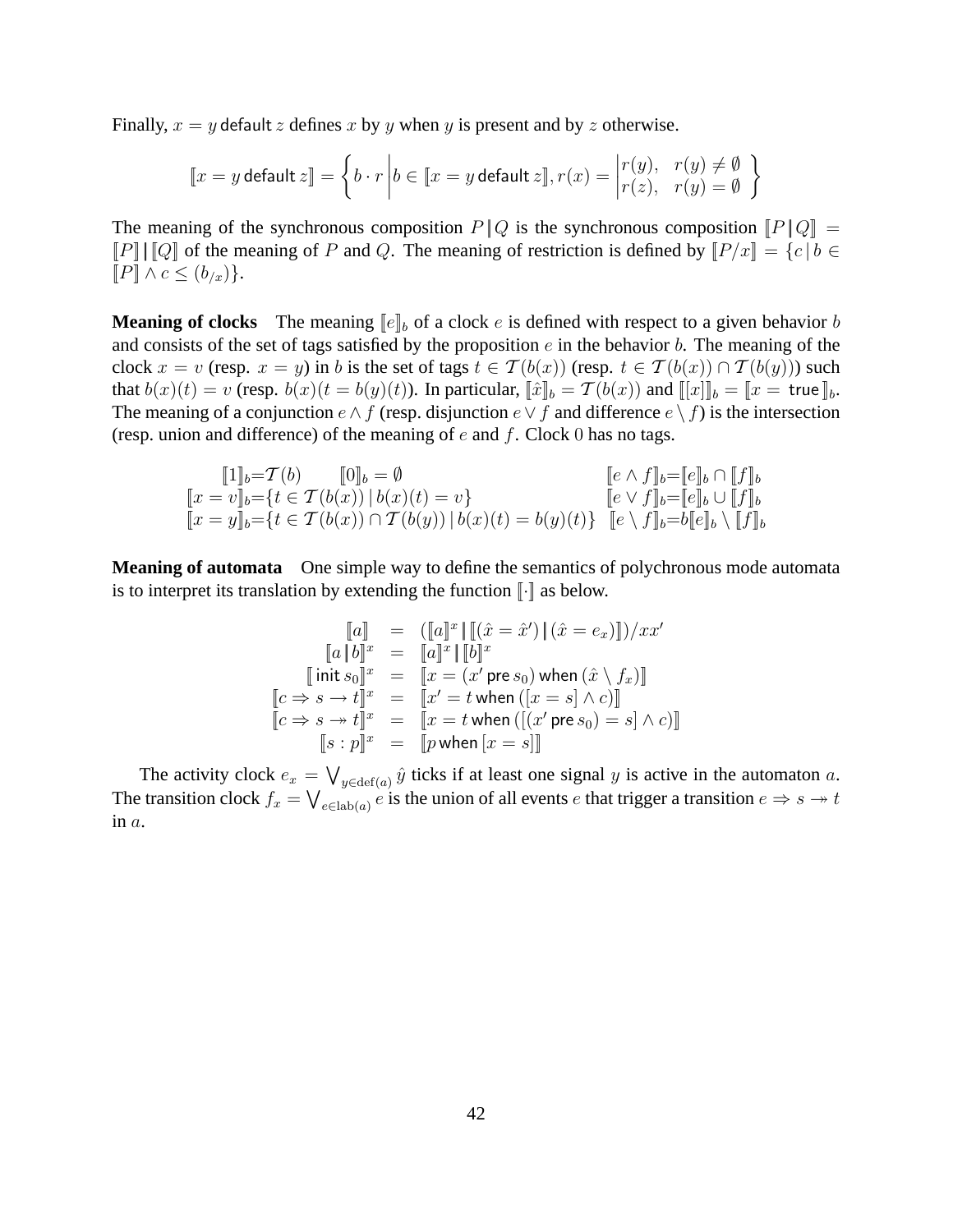Finally, $x = y\,\mathsf{default}\,z$ defines $x$ by $y$ when $y$ is present and by $z$ otherwise.

$$[\![x = y\,\mathsf{default}\,z]\!] = \left\{ b \cdot r \,\middle|\, b \in [\![x = y\,\mathsf{default}\,z]\!], r(x) = \left| \begin{matrix} r(y), & r(y) \neq \emptyset \\ r(z), & r(y) = \emptyset \end{matrix} \right. \right\}$$

The meaning of the synchronous composition $P \,|\, Q$ is the synchronous composition $[\![P \,|\, Q]\!] = [\![P]\!] \,|\, [\![Q]\!]$ of the meaning of $P$ and $Q$. The meaning of restriction is defined by $[\![P/x]\!] = \{c \,|\, b \in [\![P]\!] \wedge c \leq (b_{/x})\}$.

**Meaning of clocks** The meaning $[\![e]\!]_b$ of a clock $e$ is defined with respect to a given behavior $b$ and consists of the set of tags satisfied by the proposition $e$ in the behavior $b$. The meaning of the clock $x = v$ (resp. $x = y$) in $b$ is the set of tags $t \in \mathcal{T}(b(x))$ (resp. $t \in \mathcal{T}(b(x)) \cap \mathcal{T}(b(y))$) such that $b(x)(t) = v$ (resp. $b(x)(t = b(y)(t))$. In particular, $[\![\hat{x}]\!]_b = \mathcal{T}(b(x))$ and $[\![[x]]\!]_b = [\![x = \mathsf{true}\,]\!]_b$. The meaning of a conjunction $e \wedge f$ (resp. disjunction $e \vee f$ and difference $e \setminus f$) is the intersection (resp. union and difference) of the meaning of $e$ and $f$. Clock $0$ has no tags.

$$\begin{array}{ll}
[\![1]\!]_b = \mathcal{T}(b) \qquad [\![0]\!]_b = \emptyset & [\![e \wedge f]\!]_b = [\![e]\!]_b \cap [\![f]\!]_b \\
[\![x = v]\!]_b = \{t \in \mathcal{T}(b(x)) \,|\, b(x)(t) = v\} & [\![e \vee f]\!]_b = [\![e]\!]_b \cup [\![f]\!]_b \\
[\![x = y]\!]_b = \{t \in \mathcal{T}(b(x)) \cap \mathcal{T}(b(y)) \,|\, b(x)(t) = b(y)(t)\} & [\![e \setminus f]\!]_b = b[\![e]\!]_b \setminus [\![f]\!]_b
\end{array}$$

**Meaning of automata** One simple way to define the semantics of polychronous mode automata is to interpret its translation by extending the function $[\![\cdot]\!]$ as below.

$$\begin{array}{rcl}
[\![a]\!] & = & ([\![a]\!]^x \,|\, [\![(\hat{x} = \hat{x}') \,|\, (\hat{x} = e_x)]\!])/xx' \\
[\![a \,|\, b]\!]^x & = & [\![a]\!]^x \,|\, [\![b]\!]^x \\
[\![\,\mathsf{init}\, s_0]\!]^x & = & [\![x = (x'\,\mathsf{pre}\, s_0)\,\mathsf{when}\,(\hat{x} \setminus f_x)]\!] \\
[\![c \Rightarrow s \rightarrow t]\!]^x & = & [\![x' = t\,\mathsf{when}\,([x = s] \wedge c)]\!] \\
[\![c \Rightarrow s \twoheadrightarrow t]\!]^x & = & [\![x = t\,\mathsf{when}\,([(x'\,\mathsf{pre}\, s_0) = s] \wedge c)]\!] \\
[\![s : p]\!]^x & = & [\![p\,\mathsf{when}\,[x = s]]\!]
\end{array}$$

The activity clock $e_x = \bigvee_{y \in \mathrm{def}(a)} \hat{y}$ ticks if at least one signal $y$ is active in the automaton $a$. The transition clock $f_x = \bigvee_{e \in \mathrm{lab}(a)} e$ is the union of all events $e$ that trigger a transition $e \Rightarrow s \twoheadrightarrow t$ in $a$.